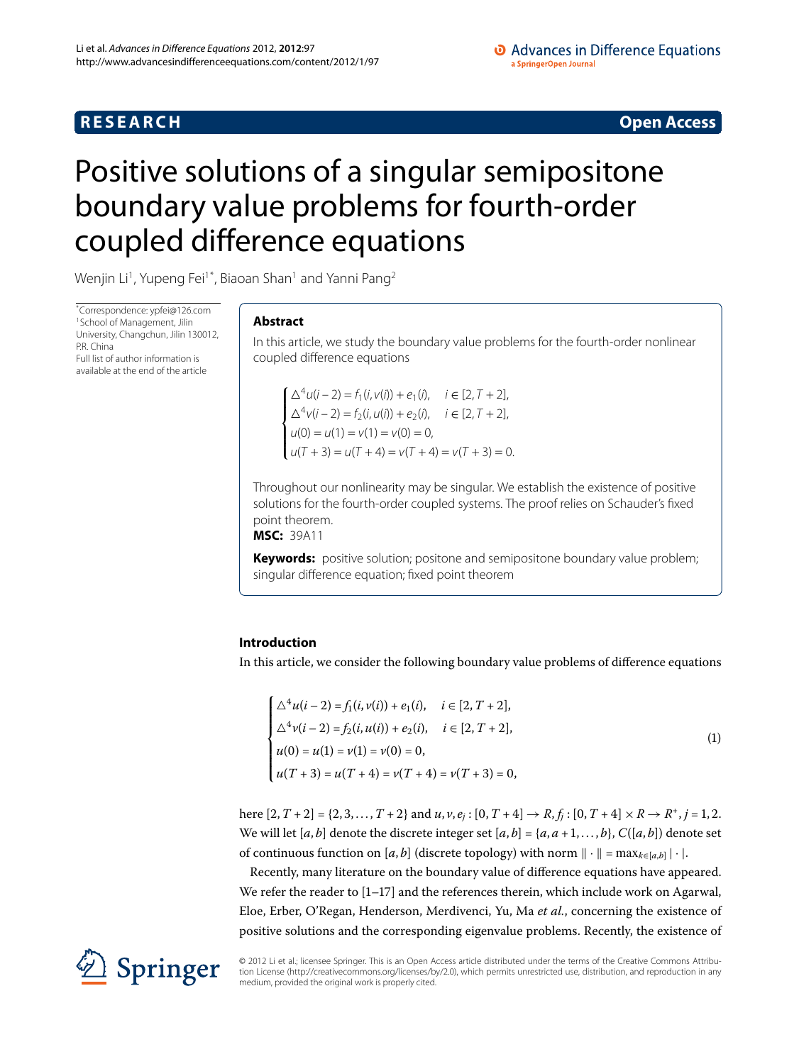**RESEARCH** **Open Access**

# Positive solutions of a singular semipositone boundary value problems for fourth-order coupled difference equations

Wenjin Li[1], Yupeng Fei[1*], Biaoan Shan[1] and Yanni Pang[2]

*Correspondence: ypfei@126.com
[1]School of Management, Jilin University, Changchun, Jilin 130012, P.R. China
Full list of author information is available at the end of the article

## Abstract

In this article, we study the boundary value problems for the fourth-order nonlinear coupled difference equations

$$\begin{cases} \triangle^4 u(i-2) = f_1(i, v(i)) + e_1(i), & i \in [2, T+2], \\ \triangle^4 v(i-2) = f_2(i, u(i)) + e_2(i), & i \in [2, T+2], \\ u(0) = u(1) = v(1) = v(0) = 0, \\ u(T+3) = u(T+4) = v(T+4) = v(T+3) = 0. \end{cases}$$

Throughout our nonlinearity may be singular. We establish the existence of positive solutions for the fourth-order coupled systems. The proof relies on Schauder's fixed point theorem.

**MSC:** 39A11

**Keywords:** positive solution; positone and semipositone boundary value problem; singular difference equation; fixed point theorem

## Introduction

In this article, we consider the following boundary value problems of difference equations

$$\begin{cases} \triangle^4 u(i-2) = f_1(i, v(i)) + e_1(i), & i \in [2, T+2], \\ \triangle^4 v(i-2) = f_2(i, u(i)) + e_2(i), & i \in [2, T+2], \\ u(0) = u(1) = v(1) = v(0) = 0, \\ u(T+3) = u(T+4) = v(T+4) = v(T+3) = 0, \end{cases} \tag{1}$$

here $[2, T+2] = \{2, 3, \ldots, T+2\}$ and $u, v, e_j : [0, T+4] \to R$, $f_j : [0, T+4] \times R \to R^+$, $j = 1, 2$. We will let $[a, b]$ denote the discrete integer set $[a, b] = \{a, a+1, \ldots, b\}$, $C([a, b])$ denote set of continuous function on $[a, b]$ (discrete topology) with norm $\|\cdot\| = \max_{k \in [a,b]} |\cdot|$.

Recently, many literature on the boundary value of difference equations have appeared. We refer the reader to [1–17] and the references therein, which include work on Agarwal, Eloe, Erber, O'Regan, Henderson, Merdivenci, Yu, Ma *et al.*, concerning the existence of positive solutions and the corresponding eigenvalue problems. Recently, the existence of

© 2012 Li et al.; licensee Springer. This is an Open Access article distributed under the terms of the Creative Commons Attribution License (http://creativecommons.org/licenses/by/2.0), which permits unrestricted use, distribution, and reproduction in any medium, provided the original work is properly cited.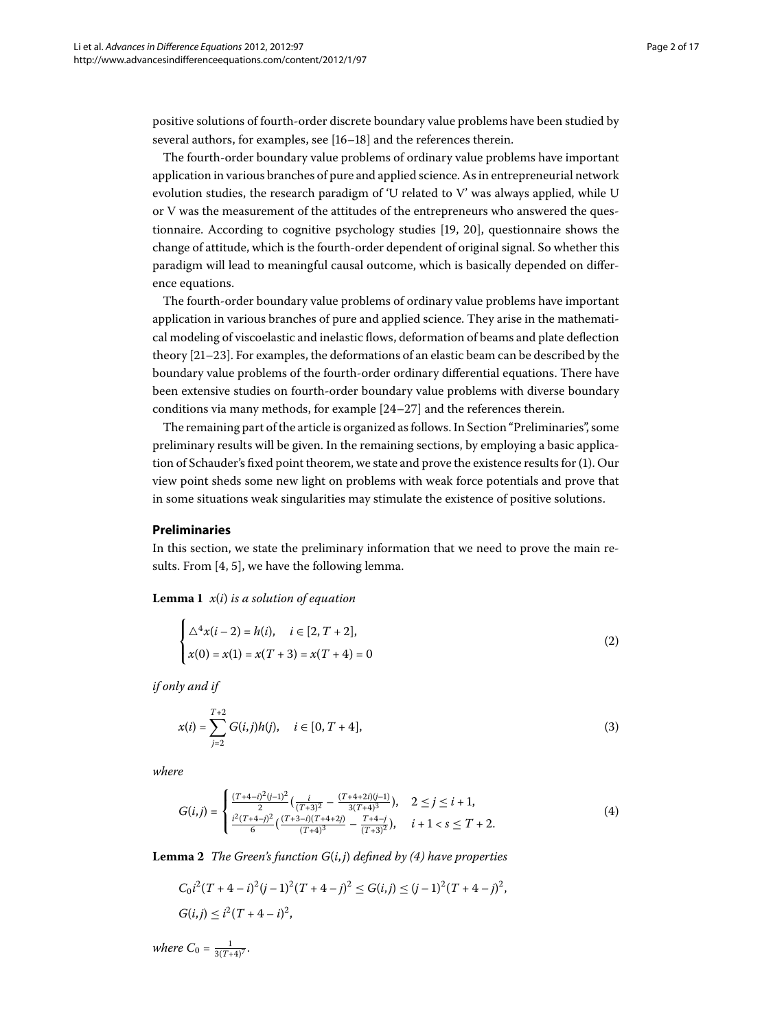positive solutions of fourth-order discrete boundary value problems have been studied by several authors, for examples, see [16–18] and the references therein.

The fourth-order boundary value problems of ordinary value problems have important application in various branches of pure and applied science. As in entrepreneurial network evolution studies, the research paradigm of 'U related to V' was always applied, while U or V was the measurement of the attitudes of the entrepreneurs who answered the questionnaire. According to cognitive psychology studies [19, 20], questionnaire shows the change of attitude, which is the fourth-order dependent of original signal. So whether this paradigm will lead to meaningful causal outcome, which is basically depended on difference equations.

The fourth-order boundary value problems of ordinary value problems have important application in various branches of pure and applied science. They arise in the mathematical modeling of viscoelastic and inelastic flows, deformation of beams and plate deflection theory [21–23]. For examples, the deformations of an elastic beam can be described by the boundary value problems of the fourth-order ordinary differential equations. There have been extensive studies on fourth-order boundary value problems with diverse boundary conditions via many methods, for example [24–27] and the references therein.

The remaining part of the article is organized as follows. In Section "Preliminaries", some preliminary results will be given. In the remaining sections, by employing a basic application of Schauder's fixed point theorem, we state and prove the existence results for (1). Our view point sheds some new light on problems with weak force potentials and prove that in some situations weak singularities may stimulate the existence of positive solutions.

## Preliminaries

In this section, we state the preliminary information that we need to prove the main results. From [4, 5], we have the following lemma.

**Lemma 1** *$x(i)$ is a solution of equation*

$$\begin{cases} \triangle^4 x(i-2) = h(i), \quad i \in [2, T+2], \\ x(0) = x(1) = x(T+3) = x(T+4) = 0 \end{cases} \tag{2}$$

*if only and if*

$$x(i) = \sum_{j=2}^{T+2} G(i,j)h(j), \quad i \in [0, T+4], \tag{3}$$

*where*

$$G(i,j) = \begin{cases} \frac{(T+4-i)^2(j-1)^2}{2}\left(\frac{i}{(T+3)^2} - \frac{(T+4+2i)(j-1)}{3(T+4)^3}\right), & 2 \le j \le i+1, \\ \frac{i^2(T+4-j)^2}{6}\left(\frac{(T+3-i)(T+4+2j)}{(T+4)^3} - \frac{T+4-j}{(T+3)^2}\right), & i+1 < s \le T+2. \end{cases} \tag{4}$$

**Lemma 2** *The Green's function $G(i,j)$ defined by (4) have properties*

$$C_0 i^2(T+4-i)^2(j-1)^2(T+4-j)^2 \le G(i,j) \le (j-1)^2(T+4-j)^2,$$

$$G(i,j) \le i^2(T+4-i)^2,$$

*where* $C_0 = \frac{1}{3(T+4)^7}$.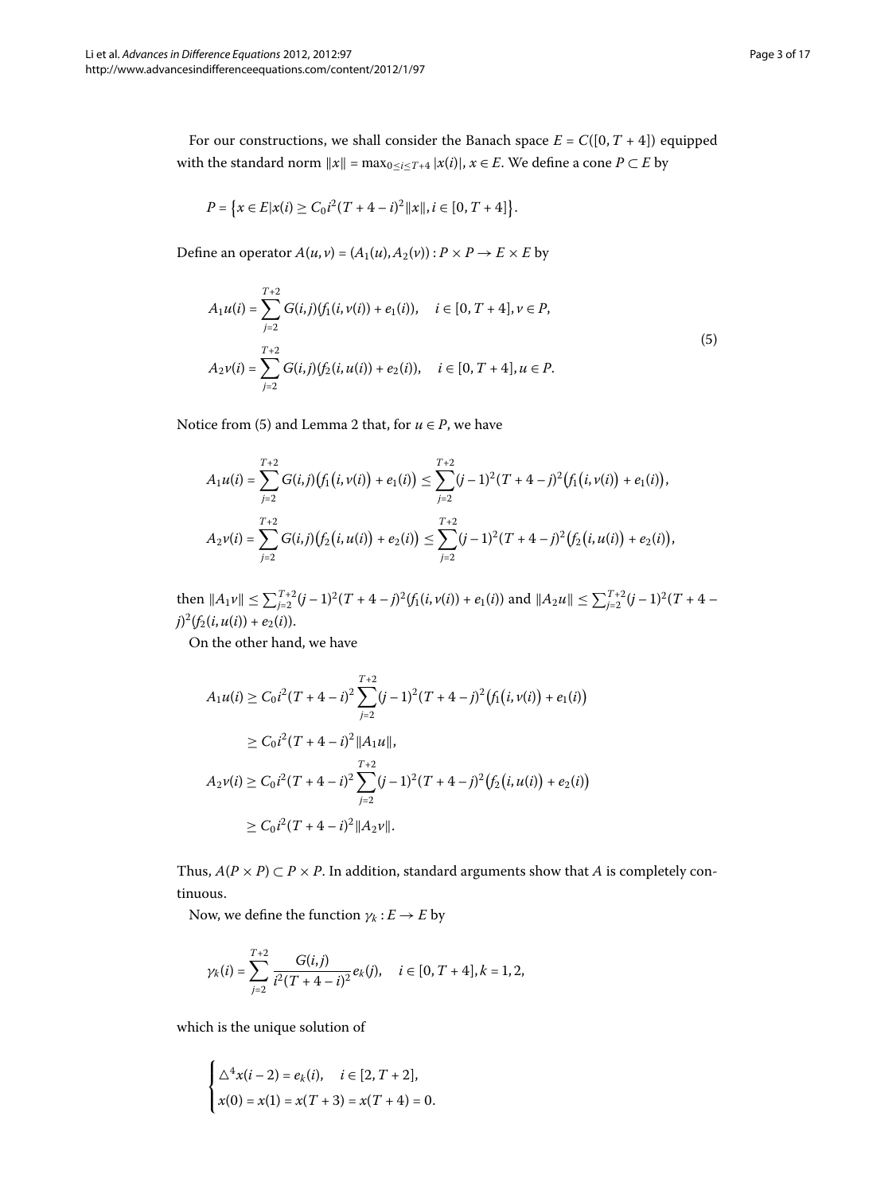For our constructions, we shall consider the Banach space $E = C([0, T + 4])$ equipped with the standard norm $\|x\| = \max_{0 \le i \le T+4} |x(i)|$, $x \in E$. We define a cone $P \subset E$ by

$$P = \left\{ x \in E | x(i) \ge C_0 i^2 (T + 4 - i)^2 \|x\|, i \in [0, T + 4] \right\}.$$

Define an operator $A(u, v) = (A_1(u), A_2(v)) : P \times P \to E \times E$ by

$$\begin{aligned}
A_1 u(i) &= \sum_{j=2}^{T+2} G(i,j)(f_1(i, v(i)) + e_1(i)), \quad i \in [0, T + 4], v \in P, \\
A_2 v(i) &= \sum_{j=2}^{T+2} G(i,j)(f_2(i, u(i)) + e_2(i)), \quad i \in [0, T + 4], u \in P.
\end{aligned} \tag{5}$$

Notice from (5) and Lemma 2 that, for $u \in P$, we have

$$\begin{aligned}
A_1 u(i) &= \sum_{j=2}^{T+2} G(i,j)\big(f_1\big(i, v(i)\big) + e_1(i)\big) \le \sum_{j=2}^{T+2} (j-1)^2 (T + 4 - j)^2 \big(f_1\big(i, v(i)\big) + e_1(i)\big), \\
A_2 v(i) &= \sum_{j=2}^{T+2} G(i,j)\big(f_2\big(i, u(i)\big) + e_2(i)\big) \le \sum_{j=2}^{T+2} (j-1)^2 (T + 4 - j)^2 \big(f_2\big(i, u(i)\big) + e_2(i)\big),
\end{aligned}$$

then $\|A_1 v\| \le \sum_{j=2}^{T+2} (j-1)^2 (T+4-j)^2 (f_1(i, v(i)) + e_1(i))$ and $\|A_2 u\| \le \sum_{j=2}^{T+2} (j-1)^2 (T + 4 - j)^2 (f_2(i, u(i)) + e_2(i))$.

On the other hand, we have

$$\begin{aligned}
A_1 u(i) &\ge C_0 i^2 (T + 4 - i)^2 \sum_{j=2}^{T+2} (j-1)^2 (T + 4 - j)^2 \big(f_1\big(i, v(i)\big) + e_1(i)\big) \\
&\ge C_0 i^2 (T + 4 - i)^2 \|A_1 u\|, \\
A_2 v(i) &\ge C_0 i^2 (T + 4 - i)^2 \sum_{j=2}^{T+2} (j-1)^2 (T + 4 - j)^2 \big(f_2\big(i, u(i)\big) + e_2(i)\big) \\
&\ge C_0 i^2 (T + 4 - i)^2 \|A_2 v\|.
\end{aligned}$$

Thus, $A(P \times P) \subset P \times P$. In addition, standard arguments show that $A$ is completely continuous.

Now, we define the function $\gamma_k : E \to E$ by

$$\gamma_k(i) = \sum_{j=2}^{T+2} \frac{G(i,j)}{i^2 (T + 4 - i)^2} e_k(j), \quad i \in [0, T + 4], k = 1, 2,$$

which is the unique solution of

$$\begin{cases}
\triangle^4 x(i-2) = e_k(i), & i \in [2, T + 2], \\
x(0) = x(1) = x(T + 3) = x(T + 4) = 0.
\end{cases}$$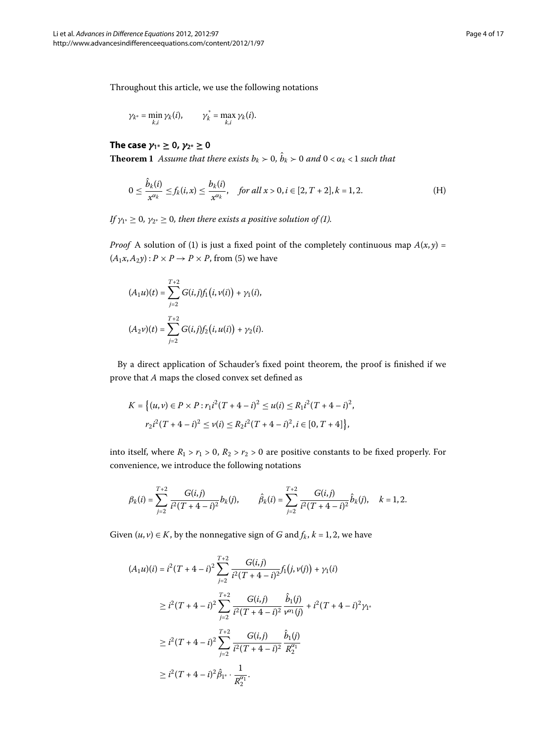Throughout this article, we use the following notations

$$\gamma_{k^*} = \min_{k,i} \gamma_k(i), \qquad \gamma_k^* = \max_{k,i} \gamma_k(i).$$

### The case $\gamma_{1^*} \geq 0$, $\gamma_{2^*} \geq 0$

**Theorem 1** *Assume that there exists $b_k \succ 0$, $\hat{b}_k \succ 0$ and $0 < \alpha_k < 1$ such that*

$$0 \leq \frac{\hat{b}_k(i)}{x^{\alpha_k}} \leq f_k(i,x) \leq \frac{b_k(i)}{x^{\alpha_k}}, \quad \text{for all } x > 0, i \in [2, T+2], k = 1, 2. \tag{H}$$

*If $\gamma_{1^*} \geq 0$, $\gamma_{2^*} \geq 0$, then there exists a positive solution of (1).*

*Proof* A solution of (1) is just a fixed point of the completely continuous map $A(x,y) = (A_1 x, A_2 y) : P \times P \to P \times P$, from (5) we have

$$(A_1 u)(t) = \sum_{j=2}^{T+2} G(i,j) f_1\big(i, v(i)\big) + \gamma_1(i),$$

$$(A_2 v)(t) = \sum_{j=2}^{T+2} G(i,j) f_2\big(i, u(i)\big) + \gamma_2(i).$$

By a direct application of Schauder's fixed point theorem, the proof is finished if we prove that $A$ maps the closed convex set defined as

$$K = \big\{(u,v) \in P \times P : r_1 i^2 (T+4-i)^2 \leq u(i) \leq R_1 i^2 (T+4-i)^2,$$
$$r_2 i^2 (T+4-i)^2 \leq v(i) \leq R_2 i^2 (T+4-i)^2, i \in [0, T+4]\big\},$$

into itself, where $R_1 > r_1 > 0$, $R_2 > r_2 > 0$ are positive constants to be fixed properly. For convenience, we introduce the following notations

$$\beta_k(i) = \sum_{j=2}^{T+2} \frac{G(i,j)}{i^2 (T+4-i)^2} b_k(j), \qquad \hat{\beta}_k(i) = \sum_{j=2}^{T+2} \frac{G(i,j)}{i^2 (T+4-i)^2} \hat{b}_k(j), \quad k = 1, 2.$$

Given $(u,v) \in K$, by the nonnegative sign of $G$ and $f_k$, $k = 1, 2$, we have

$$\begin{aligned}
(A_1 u)(i) &= i^2 (T+4-i)^2 \sum_{j=2}^{T+2} \frac{G(i,j)}{i^2 (T+4-i)^2} f_1\big(j, v(j)\big) + \gamma_1(i) \\
&\geq i^2 (T+4-i)^2 \sum_{j=2}^{T+2} \frac{G(i,j)}{i^2 (T+4-i)^2} \frac{\hat{b}_1(j)}{v^{\alpha_1}(j)} + i^2 (T+4-i)^2 \gamma_{1^*} \\
&\geq i^2 (T+4-i)^2 \sum_{j=2}^{T+2} \frac{G(i,j)}{i^2 (T+4-i)^2} \frac{\hat{b}_1(j)}{R_2^{\alpha_1}} \\
&\geq i^2 (T+4-i)^2 \hat{\beta}_{1^*} \cdot \frac{1}{R_2^{\alpha_1}}.
\end{aligned}$$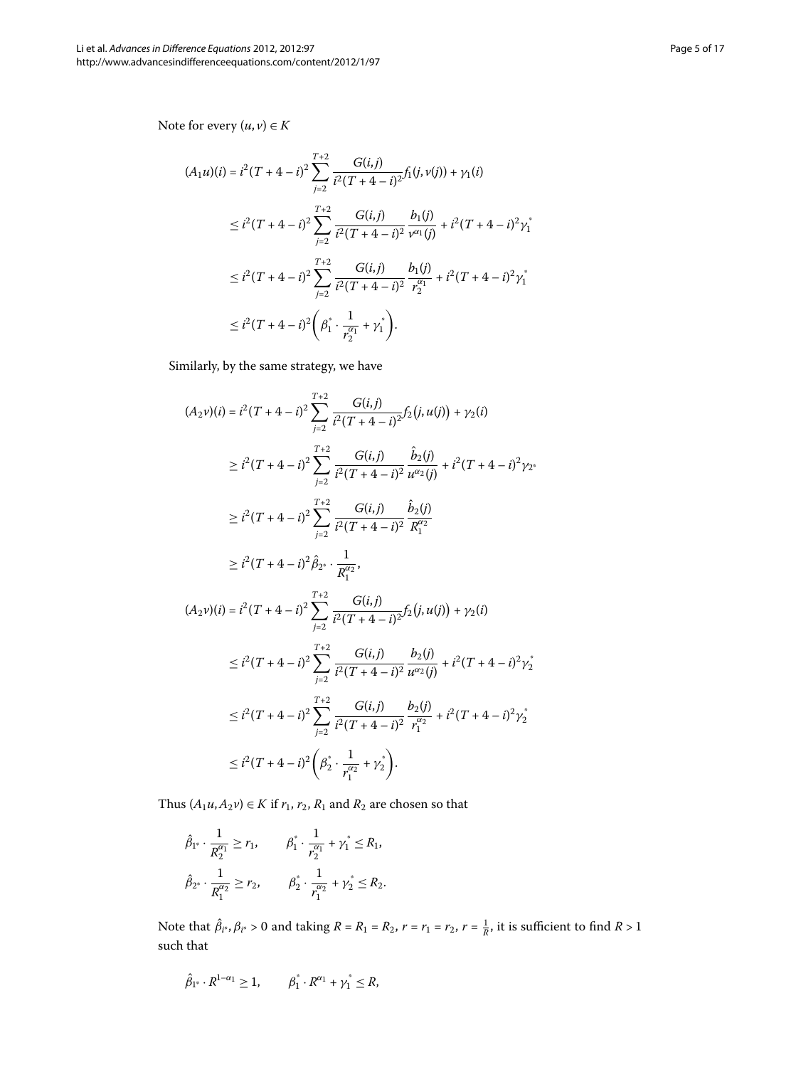Note for every $(u,v) \in K$

$$
\begin{aligned}
(A_1 u)(i) &= i^2(T+4-i)^2 \sum_{j=2}^{T+2} \frac{G(i,j)}{i^2(T+4-i)^2} f_1(j,v(j)) + \gamma_1(i) \\
&\le i^2(T+4-i)^2 \sum_{j=2}^{T+2} \frac{G(i,j)}{i^2(T+4-i)^2} \frac{b_1(j)}{v^{\alpha_1}(j)} + i^2(T+4-i)^2 \gamma_1^* \\
&\le i^2(T+4-i)^2 \sum_{j=2}^{T+2} \frac{G(i,j)}{i^2(T+4-i)^2} \frac{b_1(j)}{r_2^{\alpha_1}} + i^2(T+4-i)^2 \gamma_1^* \\
&\le i^2(T+4-i)^2 \left( \beta_1^* \cdot \frac{1}{r_2^{\alpha_1}} + \gamma_1^* \right).
\end{aligned}
$$

Similarly, by the same strategy, we have

$$
\begin{aligned}
(A_2 v)(i) &= i^2(T+4-i)^2 \sum_{j=2}^{T+2} \frac{G(i,j)}{i^2(T+4-i)^2} f_2\big(j,u(j)\big) + \gamma_2(i) \\
&\ge i^2(T+4-i)^2 \sum_{j=2}^{T+2} \frac{G(i,j)}{i^2(T+4-i)^2} \frac{\hat{b}_2(j)}{u^{\alpha_2}(j)} + i^2(T+4-i)^2 \gamma_{2^*} \\
&\ge i^2(T+4-i)^2 \sum_{j=2}^{T+2} \frac{G(i,j)}{i^2(T+4-i)^2} \frac{\hat{b}_2(j)}{R_1^{\alpha_2}} \\
&\ge i^2(T+4-i)^2 \hat{\beta}_{2^*} \cdot \frac{1}{R_1^{\alpha_2}}, \\
(A_2 v)(i) &= i^2(T+4-i)^2 \sum_{j=2}^{T+2} \frac{G(i,j)}{i^2(T+4-i)^2} f_2\big(j,u(j)\big) + \gamma_2(i) \\
&\le i^2(T+4-i)^2 \sum_{j=2}^{T+2} \frac{G(i,j)}{i^2(T+4-i)^2} \frac{b_2(j)}{u^{\alpha_2}(j)} + i^2(T+4-i)^2 \gamma_2^* \\
&\le i^2(T+4-i)^2 \sum_{j=2}^{T+2} \frac{G(i,j)}{i^2(T+4-i)^2} \frac{b_2(j)}{r_1^{\alpha_2}} + i^2(T+4-i)^2 \gamma_2^* \\
&\le i^2(T+4-i)^2 \left( \beta_2^* \cdot \frac{1}{r_1^{\alpha_2}} + \gamma_2^* \right).
\end{aligned}
$$

Thus $(A_1 u, A_2 v) \in K$ if $r_1$, $r_2$, $R_1$ and $R_2$ are chosen so that

$$
\begin{aligned}
&\hat{\beta}_{1^*} \cdot \frac{1}{R_2^{\alpha_1}} \ge r_1, \qquad \beta_1^* \cdot \frac{1}{r_2^{\alpha_1}} + \gamma_1^* \le R_1, \\
&\hat{\beta}_{2^*} \cdot \frac{1}{R_1^{\alpha_2}} \ge r_2, \qquad \beta_2^* \cdot \frac{1}{r_1^{\alpha_2}} + \gamma_2^* \le R_2.
\end{aligned}
$$

Note that $\hat{\beta}_{i^*}, \beta_{i^*} > 0$ and taking $R = R_1 = R_2$, $r = r_1 = r_2$, $r = \frac{1}{R}$, it is sufficient to find $R > 1$ such that

$$
\hat{\beta}_{1^*} \cdot R^{1-\alpha_1} \ge 1, \qquad \beta_1^* \cdot R^{\alpha_1} + \gamma_1^* \le R,
$$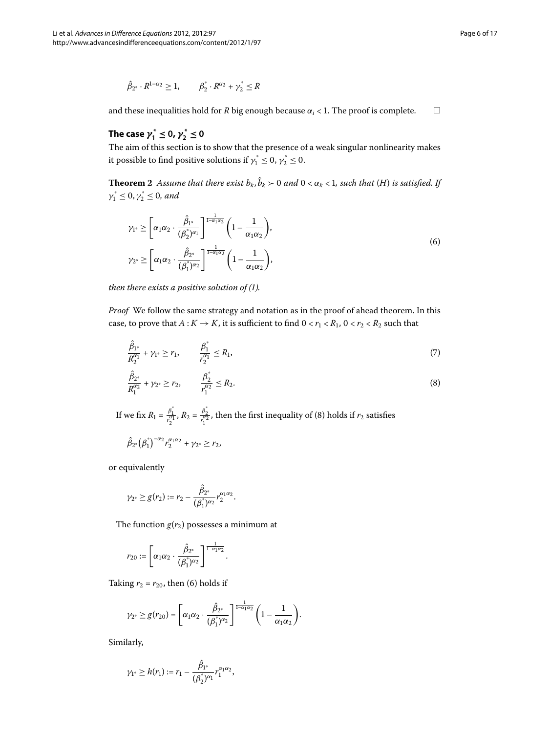$$\hat{\beta}_{2^*} \cdot R^{1-\alpha_2} \geq 1, \qquad \beta_2^* \cdot R^{\alpha_2} + \gamma_2^* \leq R$$

and these inequalities hold for $R$ big enough because $\alpha_i < 1$. The proof is complete. □

## The case $\gamma_1^* \leq 0$, $\gamma_2^* \leq 0$

The aim of this section is to show that the presence of a weak singular nonlinearity makes it possible to find positive solutions if $\gamma_1^* \leq 0$, $\gamma_2^* \leq 0$.

**Theorem 2** *Assume that there exist $b_k, \hat{b}_k \succ 0$ and $0 < \alpha_k < 1$, such that (H) is satisfied. If $\gamma_1^* \leq 0, \gamma_2^* \leq 0$, and*

$$\begin{aligned}
\gamma_{1^*} &\geq \left[\alpha_1\alpha_2 \cdot \frac{\hat{\beta}_{1^*}}{(\beta_2^*)^{\alpha_1}}\right]^{\frac{1}{1-\alpha_1\alpha_2}} \left(1 - \frac{1}{\alpha_1\alpha_2}\right), \\
\gamma_{2^*} &\geq \left[\alpha_1\alpha_2 \cdot \frac{\hat{\beta}_{2^*}}{(\beta_1^*)^{\alpha_2}}\right]^{\frac{1}{1-\alpha_1\alpha_2}} \left(1 - \frac{1}{\alpha_1\alpha_2}\right),
\end{aligned} \tag{6}$$

*then there exists a positive solution of (1).*

*Proof* We follow the same strategy and notation as in the proof of ahead theorem. In this case, to prove that $A : K \to K$, it is sufficient to find $0 < r_1 < R_1$, $0 < r_2 < R_2$ such that

$$\frac{\hat{\beta}_{1^*}}{R_2^{\alpha_1}} + \gamma_{1^*} \geq r_1, \qquad \frac{\beta_1^*}{r_2^{\alpha_1}} \leq R_1, \tag{7}$$

$$\frac{\hat{\beta}_{2^*}}{R_1^{\alpha_2}} + \gamma_{2^*} \geq r_2, \qquad \frac{\beta_2^*}{r_1^{\alpha_2}} \leq R_2. \tag{8}$$

If we fix $R_1 = \frac{\beta_1^*}{r_2^{\alpha_1}}$, $R_2 = \frac{\beta_2^*}{r_1^{\alpha_2}}$, then the first inequality of (8) holds if $r_2$ satisfies

$$\hat{\beta}_{2^*}\left(\beta_1^*\right)^{-\alpha_2} r_2^{\alpha_1\alpha_2} + \gamma_{2^*} \geq r_2,$$

or equivalently

$$\gamma_{2^*} \geq g(r_2) := r_2 - \frac{\hat{\beta}_{2^*}}{(\beta_1^*)^{\alpha_2}} r_2^{\alpha_1\alpha_2}.$$

The function $g(r_2)$ possesses a minimum at

$$r_{20} := \left[\alpha_1\alpha_2 \cdot \frac{\hat{\beta}_{2^*}}{(\beta_1^*)^{\alpha_2}}\right]^{\frac{1}{1-\alpha_1\alpha_2}}.$$

Taking $r_2 = r_{20}$, then (6) holds if

$$\gamma_{2^*} \geq g(r_{20}) = \left[\alpha_1\alpha_2 \cdot \frac{\hat{\beta}_{2^*}}{(\beta_1^*)^{\alpha_2}}\right]^{\frac{1}{1-\alpha_1\alpha_2}} \left(1 - \frac{1}{\alpha_1\alpha_2}\right).$$

Similarly,

$$\gamma_{1^*} \geq h(r_1) := r_1 - \frac{\hat{\beta}_{1^*}}{(\beta_2^*)^{\alpha_1}} r_1^{\alpha_1\alpha_2},$$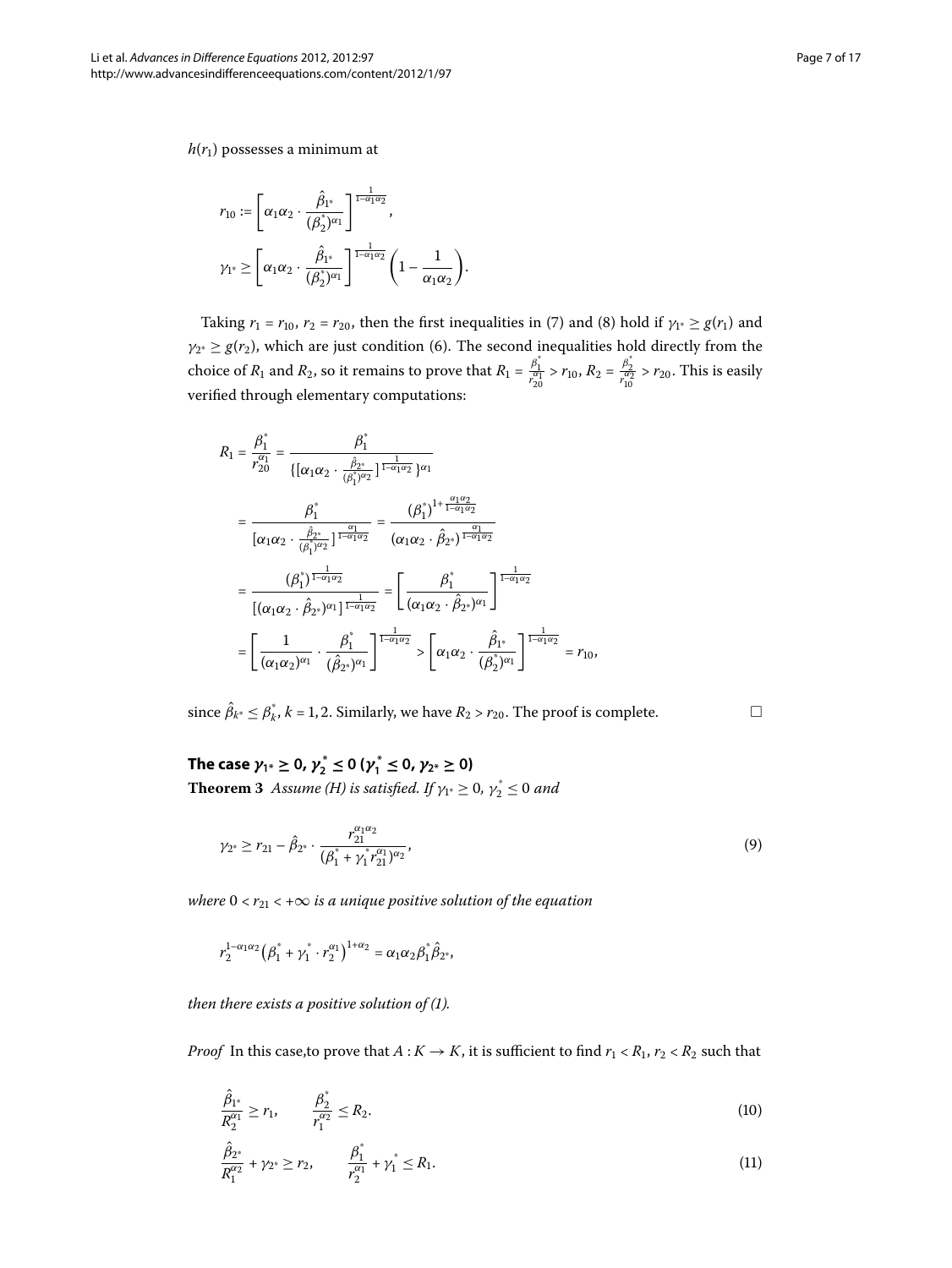$h(r_1)$ possesses a minimum at

$$r_{10} := \left[\alpha_1\alpha_2 \cdot \frac{\hat{\beta}_{1^*}}{(\beta_2^*)^{\alpha_1}}\right]^{\frac{1}{1-\alpha_1\alpha_2}},$$

$$\gamma_{1^*} \geq \left[\alpha_1\alpha_2 \cdot \frac{\hat{\beta}_{1^*}}{(\beta_2^*)^{\alpha_1}}\right]^{\frac{1}{1-\alpha_1\alpha_2}} \left(1 - \frac{1}{\alpha_1\alpha_2}\right).$$

Taking $r_1 = r_{10}$, $r_2 = r_{20}$, then the first inequalities in (7) and (8) hold if $\gamma_{1^*} \geq g(r_1)$ and $\gamma_{2^*} \geq g(r_2)$, which are just condition (6). The second inequalities hold directly from the choice of $R_1$ and $R_2$, so it remains to prove that $R_1 = \frac{\beta_1^*}{r_{20}^{\alpha_1}} > r_{10}$, $R_2 = \frac{\beta_2^*}{r_{10}^{\alpha_2}} > r_{20}$. This is easily verified through elementary computations:

$$\begin{aligned}
R_1 = \frac{\beta_1^*}{r_{20}^{\alpha_1}} &= \frac{\beta_1^*}{\{[\alpha_1\alpha_2 \cdot \frac{\hat{\beta}_{2^*}}{(\beta_1^*)^{\alpha_2}}]^{\frac{1}{1-\alpha_1\alpha_2}}\}^{\alpha_1}} \\
&= \frac{\beta_1^*}{[\alpha_1\alpha_2 \cdot \frac{\hat{\beta}_{2^*}}{(\beta_1^*)^{\alpha_2}}]^{\frac{\alpha_1}{1-\alpha_1\alpha_2}}} = \frac{(\beta_1^*)^{1+\frac{\alpha_1\alpha_2}{1-\alpha_1\alpha_2}}}{(\alpha_1\alpha_2 \cdot \hat{\beta}_{2^*})^{\frac{\alpha_1}{1-\alpha_1\alpha_2}}} \\
&= \frac{(\beta_1^*)^{\frac{1}{1-\alpha_1\alpha_2}}}{[(\alpha_1\alpha_2 \cdot \hat{\beta}_{2^*})^{\alpha_1}]^{\frac{1}{1-\alpha_1\alpha_2}}} = \left[\frac{\beta_1^*}{(\alpha_1\alpha_2 \cdot \hat{\beta}_{2^*})^{\alpha_1}}\right]^{\frac{1}{1-\alpha_1\alpha_2}} \\
&= \left[\frac{1}{(\alpha_1\alpha_2)^{\alpha_1}} \cdot \frac{\beta_1^*}{(\hat{\beta}_{2^*})^{\alpha_1}}\right]^{\frac{1}{1-\alpha_1\alpha_2}} > \left[\alpha_1\alpha_2 \cdot \frac{\hat{\beta}_{1^*}}{(\beta_2^*)^{\alpha_1}}\right]^{\frac{1}{1-\alpha_1\alpha_2}} = r_{10},
\end{aligned}$$

since $\hat{\beta}_{k^*} \leq \beta_k^*$, $k = 1, 2$. Similarly, we have $R_2 > r_{20}$. The proof is complete. □

## The case $\gamma_{1^*} \geq 0$, $\gamma_2^* \leq 0$ ($\gamma_1^* \leq 0$, $\gamma_{2^*} \geq 0$)

**Theorem 3** *Assume (H) is satisfied. If $\gamma_{1^*} \geq 0$, $\gamma_2^* \leq 0$ and*

$$\gamma_{2^*} \geq r_{21} - \hat{\beta}_{2^*} \cdot \frac{r_{21}^{\alpha_1\alpha_2}}{(\beta_1^* + \gamma_1^* r_{21}^{\alpha_1})^{\alpha_2}}, \tag{9}$$

*where $0 < r_{21} < +\infty$ is a unique positive solution of the equation*

$$r_2^{1-\alpha_1\alpha_2}\left(\beta_1^* + \gamma_1^* \cdot r_2^{\alpha_1}\right)^{1+\alpha_2} = \alpha_1\alpha_2\beta_1^*\hat{\beta}_{2^*},$$

*then there exists a positive solution of (1).*

*Proof* In this case,to prove that $A : K \to K$, it is sufficient to find $r_1 < R_1$, $r_2 < R_2$ such that

$$\frac{\hat{\beta}_{1^*}}{R_2^{\alpha_1}} \geq r_1, \qquad \frac{\beta_2^*}{r_1^{\alpha_2}} \leq R_2. \tag{10}$$

$$\frac{\hat{\beta}_{2^*}}{R_1^{\alpha_2}} + \gamma_{2^*} \geq r_2, \qquad \frac{\beta_1^*}{r_2^{\alpha_1}} + \gamma_1^* \leq R_1. \tag{11}$$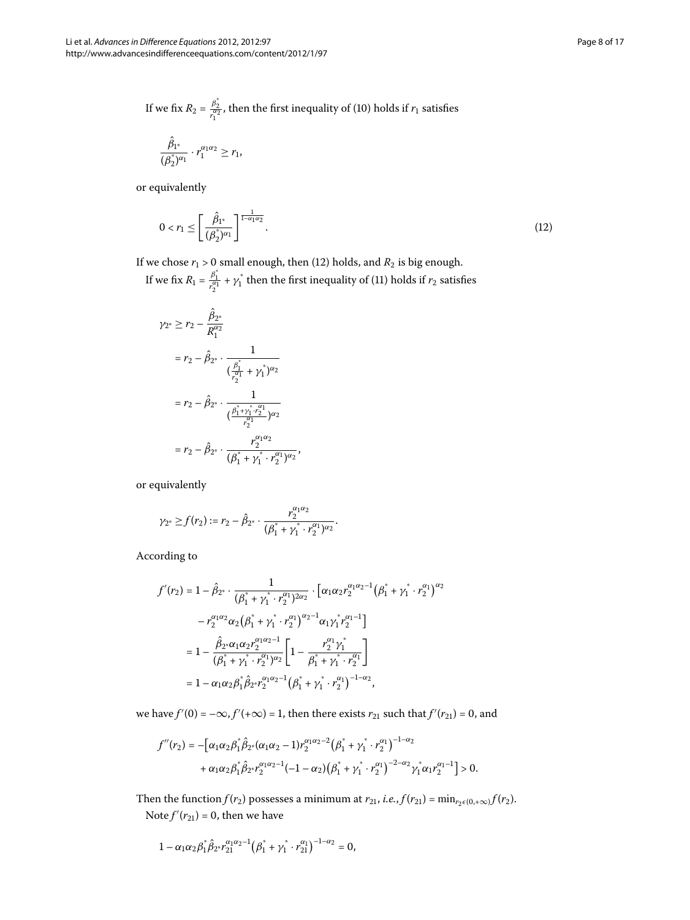If we fix $R_2 = \frac{\beta_2^*}{r_1^{\alpha_2}}$, then the first inequality of (10) holds if $r_1$ satisfies

$$\frac{\hat{\beta}_{1^*}}{(\beta_2^*)^{\alpha_1}} \cdot r_1^{\alpha_1\alpha_2} \geq r_1,$$

or equivalently

$$0 < r_1 \leq \left[ \frac{\hat{\beta}_{1^*}}{(\beta_2^*)^{\alpha_1}} \right]^{\frac{1}{1-\alpha_1\alpha_2}}. \tag{12}$$

If we chose $r_1 > 0$ small enough, then (12) holds, and $R_2$ is big enough.

If we fix $R_1 = \frac{\beta_1^*}{r_2^{\alpha_1}} + \gamma_1^*$ then the first inequality of (11) holds if $r_2$ satisfies

$$\begin{aligned}
\gamma_{2^*} &\geq r_2 - \frac{\hat{\beta}_{2^*}}{R_1^{\alpha_2}} \\
&= r_2 - \hat{\beta}_{2^*} \cdot \frac{1}{(\frac{\beta_1^*}{r_2^{\alpha_1}} + \gamma_1^*)^{\alpha_2}} \\
&= r_2 - \hat{\beta}_{2^*} \cdot \frac{1}{(\frac{\beta_1^* + \gamma_1^* \cdot r_2^{\alpha_1}}{r_2^{\alpha_1}})^{\alpha_2}} \\
&= r_2 - \hat{\beta}_{2^*} \cdot \frac{r_2^{\alpha_1\alpha_2}}{(\beta_1^* + \gamma_1^* \cdot r_2^{\alpha_1})^{\alpha_2}},
\end{aligned}$$

or equivalently

$$\gamma_{2^*} \geq f(r_2) := r_2 - \hat{\beta}_{2^*} \cdot \frac{r_2^{\alpha_1\alpha_2}}{(\beta_1^* + \gamma_1^* \cdot r_2^{\alpha_1})^{\alpha_2}}.$$

According to

$$\begin{aligned}
f'(r_2) &= 1 - \hat{\beta}_{2^*} \cdot \frac{1}{(\beta_1^* + \gamma_1^* \cdot r_2^{\alpha_1})^{2\alpha_2}} \cdot \Big[ \alpha_1\alpha_2 r_2^{\alpha_1\alpha_2 - 1} \big(\beta_1^* + \gamma_1^* \cdot r_2^{\alpha_1}\big)^{\alpha_2} \\
&\quad - r_2^{\alpha_1\alpha_2} \alpha_2 \big(\beta_1^* + \gamma_1^* \cdot r_2^{\alpha_1}\big)^{\alpha_2 - 1} \alpha_1 \gamma_1^* r_2^{\alpha_1 - 1} \Big] \\
&= 1 - \frac{\hat{\beta}_{2^*} \alpha_1 \alpha_2 r_2^{\alpha_1\alpha_2 - 1}}{(\beta_1^* + \gamma_1^* \cdot r_2^{\alpha_1})^{\alpha_2}} \left[ 1 - \frac{r_2^{\alpha_1} \gamma_1^*}{\beta_1^* + \gamma_1^* \cdot r_2^{\alpha_1}} \right] \\
&= 1 - \alpha_1\alpha_2 \beta_1^* \hat{\beta}_{2^*} r_2^{\alpha_1\alpha_2 - 1} \big(\beta_1^* + \gamma_1^* \cdot r_2^{\alpha_1}\big)^{-1-\alpha_2},
\end{aligned}$$

we have $f'(0) = -\infty$, $f'(+\infty) = 1$, then there exists $r_{21}$ such that $f'(r_{21}) = 0$, and

$$\begin{aligned}
f''(r_2) &= -\Big[ \alpha_1\alpha_2 \beta_1^* \hat{\beta}_{2^*} (\alpha_1\alpha_2 - 1) r_2^{\alpha_1\alpha_2 - 2} \big(\beta_1^* + \gamma_1^* \cdot r_2^{\alpha_1}\big)^{-1-\alpha_2} \\
&\quad + \alpha_1\alpha_2 \beta_1^* \hat{\beta}_{2^*} r_2^{\alpha_1\alpha_2 - 1} (-1 - \alpha_2) \big(\beta_1^* + \gamma_1^* \cdot r_2^{\alpha_1}\big)^{-2-\alpha_2} \gamma_1^* \alpha_1 r_2^{\alpha_1 - 1} \Big] > 0.
\end{aligned}$$

Then the function $f(r_2)$ possesses a minimum at $r_{21}$, *i.e.*, $f(r_{21}) = \min_{r_2 \in (0,+\infty)} f(r_2)$.

Note $f'(r_{21}) = 0$, then we have

$$1 - \alpha_1\alpha_2 \beta_1^* \hat{\beta}_{2^*} r_{21}^{\alpha_1\alpha_2 - 1} \big(\beta_1^* + \gamma_1^* \cdot r_{21}^{\alpha_1}\big)^{-1-\alpha_2} = 0,$$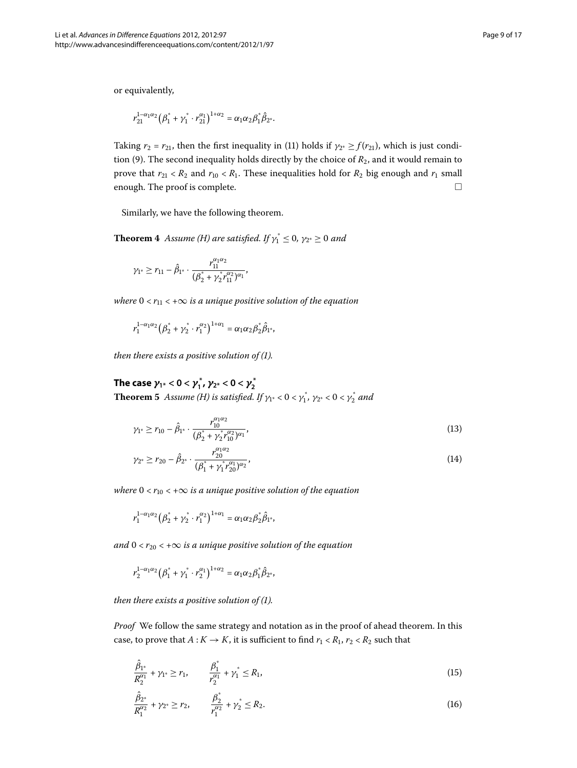or equivalently,

$$r_{21}^{1-\alpha_1\alpha_2}\left(\beta_1^* + \gamma_1^* \cdot r_{21}^{\alpha_1}\right)^{1+\alpha_2} = \alpha_1\alpha_2\beta_1^*\hat{\beta}_{2^*}.$$

Taking $r_2 = r_{21}$, then the first inequality in (11) holds if $\gamma_{2^*} \geq f(r_{21})$, which is just condition (9). The second inequality holds directly by the choice of $R_2$, and it would remain to prove that $r_{21} < R_2$ and $r_{10} < R_1$. These inequalities hold for $R_2$ big enough and $r_1$ small enough. The proof is complete. □

Similarly, we have the following theorem.

**Theorem 4** *Assume (H) are satisfied. If $\gamma_1^* \leq 0$, $\gamma_{2^*} \geq 0$ and*

$$\gamma_{1^*} \geq r_{11} - \hat{\beta}_{1^*} \cdot \frac{r_{11}^{\alpha_1\alpha_2}}{(\beta_2^* + \gamma_2^* r_{11}^{\alpha_2})^{\alpha_1}},$$

*where $0 < r_{11} < +\infty$ is a unique positive solution of the equation*

$$r_1^{1-\alpha_1\alpha_2}\left(\beta_2^* + \gamma_2^* \cdot r_1^{\alpha_2}\right)^{1+\alpha_1} = \alpha_1\alpha_2\beta_2^*\hat{\beta}_{1^*},$$

*then there exists a positive solution of (1).*

## The case $\gamma_{1^*} < 0 < \gamma_1^*$, $\gamma_{2^*} < 0 < \gamma_2^*$

**Theorem 5** *Assume (H) is satisfied. If $\gamma_{1^*} < 0 < \gamma_1^*$, $\gamma_{2^*} < 0 < \gamma_2^*$ and*

$$\gamma_{1^*} \geq r_{10} - \hat{\beta}_{1^*} \cdot \frac{r_{10}^{\alpha_1\alpha_2}}{(\beta_2^* + \gamma_2^* r_{10}^{\alpha_2})^{\alpha_1}}, \tag{13}$$

$$\gamma_{2^*} \geq r_{20} - \hat{\beta}_{2^*} \cdot \frac{r_{20}^{\alpha_1\alpha_2}}{(\beta_1^* + \gamma_1^* r_{20}^{\alpha_1})^{\alpha_2}}, \tag{14}$$

*where $0 < r_{10} < +\infty$ is a unique positive solution of the equation*

$$r_1^{1-\alpha_1\alpha_2}\left(\beta_2^* + \gamma_2^* \cdot r_1^{\alpha_2}\right)^{1+\alpha_1} = \alpha_1\alpha_2\beta_2^*\hat{\beta}_{1^*},$$

*and $0 < r_{20} < +\infty$ is a unique positive solution of the equation*

$$r_2^{1-\alpha_1\alpha_2}\left(\beta_1^* + \gamma_1^* \cdot r_2^{\alpha_1}\right)^{1+\alpha_2} = \alpha_1\alpha_2\beta_1^*\hat{\beta}_{2^*},$$

*then there exists a positive solution of (1).*

*Proof* We follow the same strategy and notation as in the proof of ahead theorem. In this case, to prove that $A : K \to K$, it is sufficient to find $r_1 < R_1$, $r_2 < R_2$ such that

$$\frac{\hat{\beta}_{1^*}}{R_2^{\alpha_1}} + \gamma_{1^*} \geq r_1, \qquad \frac{\beta_1^*}{r_2^{\alpha_1}} + \gamma_1^* \leq R_1, \tag{15}$$

$$\frac{\hat{\beta}_{2^*}}{R_1^{\alpha_2}} + \gamma_{2^*} \geq r_2, \qquad \frac{\beta_2^*}{r_1^{\alpha_2}} + \gamma_2^* \leq R_2. \tag{16}$$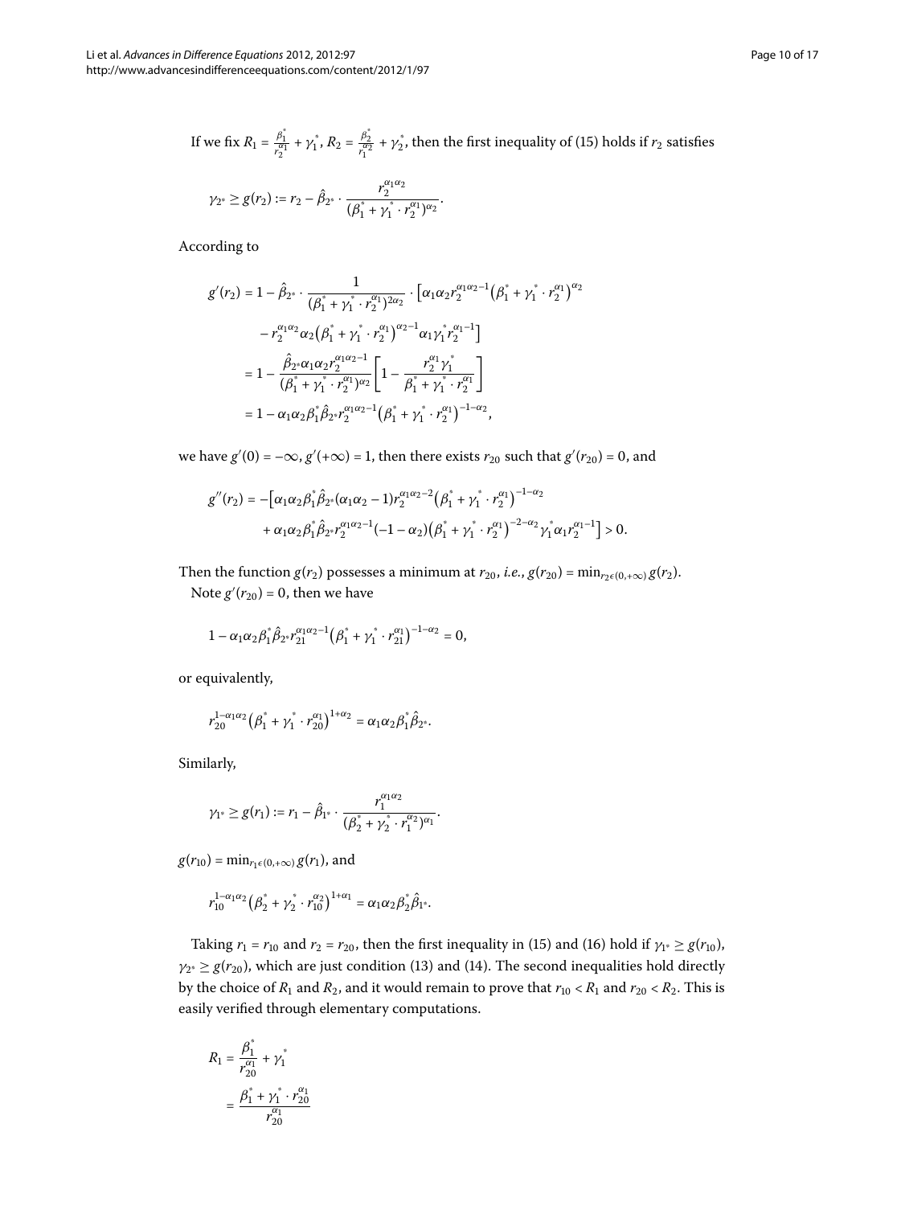If we fix $R_1 = \frac{\beta_1^*}{r_2^{\alpha_1}} + \gamma_1^*$, $R_2 = \frac{\beta_2^*}{r_1^{\alpha_2}} + \gamma_2^*$, then the first inequality of (15) holds if $r_2$ satisfies

$$\gamma_{2^*} \geq g(r_2) := r_2 - \hat{\beta}_{2^*} \cdot \frac{r_2^{\alpha_1\alpha_2}}{(\beta_1^* + \gamma_1^* \cdot r_2^{\alpha_1})^{\alpha_2}}.$$

According to

$$\begin{aligned}
g'(r_2) &= 1 - \hat{\beta}_{2^*} \cdot \frac{1}{(\beta_1^* + \gamma_1^* \cdot r_2^{\alpha_1})^{2\alpha_2}} \cdot \Big[\alpha_1\alpha_2 r_2^{\alpha_1\alpha_2 - 1}\big(\beta_1^* + \gamma_1^* \cdot r_2^{\alpha_1}\big)^{\alpha_2} \\
&\quad - r_2^{\alpha_1\alpha_2}\alpha_2\big(\beta_1^* + \gamma_1^* \cdot r_2^{\alpha_1}\big)^{\alpha_2 - 1}\alpha_1\gamma_1^* r_2^{\alpha_1 - 1}\Big] \\
&= 1 - \frac{\hat{\beta}_{2^*}\alpha_1\alpha_2 r_2^{\alpha_1\alpha_2 - 1}}{(\beta_1^* + \gamma_1^* \cdot r_2^{\alpha_1})^{\alpha_2}}\left[1 - \frac{r_2^{\alpha_1}\gamma_1^*}{\beta_1^* + \gamma_1^* \cdot r_2^{\alpha_1}}\right] \\
&= 1 - \alpha_1\alpha_2\beta_1^*\hat{\beta}_{2^*} r_2^{\alpha_1\alpha_2 - 1}\big(\beta_1^* + \gamma_1^* \cdot r_2^{\alpha_1}\big)^{-1-\alpha_2},
\end{aligned}$$

we have $g'(0) = -\infty$, $g'(+\infty) = 1$, then there exists $r_{20}$ such that $g'(r_{20}) = 0$, and

$$\begin{aligned}
g''(r_2) &= -\Big[\alpha_1\alpha_2\beta_1^*\hat{\beta}_{2^*}(\alpha_1\alpha_2 - 1) r_2^{\alpha_1\alpha_2 - 2}\big(\beta_1^* + \gamma_1^* \cdot r_2^{\alpha_1}\big)^{-1-\alpha_2} \\
&\quad + \alpha_1\alpha_2\beta_1^*\hat{\beta}_{2^*} r_2^{\alpha_1\alpha_2 - 1}(-1-\alpha_2)\big(\beta_1^* + \gamma_1^* \cdot r_2^{\alpha_1}\big)^{-2-\alpha_2}\gamma_1^*\alpha_1 r_2^{\alpha_1 - 1}\Big] > 0.
\end{aligned}$$

Then the function $g(r_2)$ possesses a minimum at $r_{20}$, *i.e.*, $g(r_{20}) = \min_{r_2 \in (0,+\infty)} g(r_2)$.

Note $g'(r_{20}) = 0$, then we have

$$1 - \alpha_1\alpha_2\beta_1^*\hat{\beta}_{2^*} r_{21}^{\alpha_1\alpha_2 - 1}\big(\beta_1^* + \gamma_1^* \cdot r_{21}^{\alpha_1}\big)^{-1-\alpha_2} = 0,$$

or equivalently,

$$r_{20}^{1-\alpha_1\alpha_2}\big(\beta_1^* + \gamma_1^* \cdot r_{20}^{\alpha_1}\big)^{1+\alpha_2} = \alpha_1\alpha_2\beta_1^*\hat{\beta}_{2^*}.$$

Similarly,

$$\gamma_{1^*} \geq g(r_1) := r_1 - \hat{\beta}_{1^*} \cdot \frac{r_1^{\alpha_1\alpha_2}}{(\beta_2^* + \gamma_2^* \cdot r_1^{\alpha_2})^{\alpha_1}}.$$

$g(r_{10}) = \min_{r_1 \in (0,+\infty)} g(r_1)$, and

$$r_{10}^{1-\alpha_1\alpha_2}\big(\beta_2^* + \gamma_2^* \cdot r_{10}^{\alpha_2}\big)^{1+\alpha_1} = \alpha_1\alpha_2\beta_2^*\hat{\beta}_{1^*}.$$

Taking $r_1 = r_{10}$ and $r_2 = r_{20}$, then the first inequality in (15) and (16) hold if $\gamma_{1^*} \geq g(r_{10})$, $\gamma_{2^*} \geq g(r_{20})$, which are just condition (13) and (14). The second inequalities hold directly by the choice of $R_1$ and $R_2$, and it would remain to prove that $r_{10} < R_1$ and $r_{20} < R_2$. This is easily verified through elementary computations.

$$\begin{aligned}
R_1 &= \frac{\beta_1^*}{r_{20}^{\alpha_1}} + \gamma_1^* \\
&= \frac{\beta_1^* + \gamma_1^* \cdot r_{20}^{\alpha_1}}{r_{20}^{\alpha_1}}
\end{aligned}$$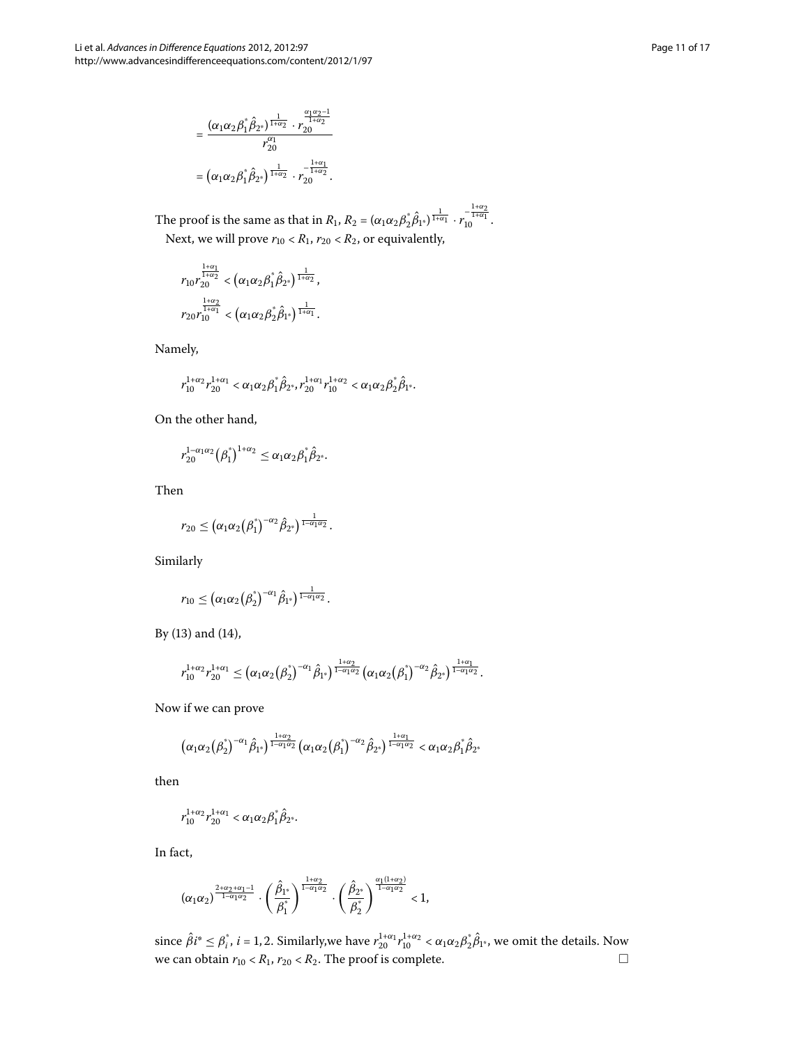$$= \frac{(\alpha_1\alpha_2\beta_1^{*}\hat{\beta}_{2^*})^{\frac{1}{1+\alpha_2}} \cdot r_{20}^{\frac{\alpha_1\alpha_2-1}{1+\alpha_2}}}{r_{20}^{\alpha_1}}$$

$$= \left(\alpha_1\alpha_2\beta_1^{*}\hat{\beta}_{2^*}\right)^{\frac{1}{1+\alpha_2}} \cdot r_{20}^{-\frac{1+\alpha_1}{1+\alpha_2}}.$$

The proof is the same as that in $R_1$, $R_2 = (\alpha_1\alpha_2\beta_2^{*}\hat{\beta}_{1^*})^{\frac{1}{1+\alpha_1}} \cdot r_{10}^{-\frac{1+\alpha_2}{1+\alpha_1}}$.

Next, we will prove $r_{10} < R_1$, $r_{20} < R_2$, or equivalently,

$$r_{10} r_{20}^{\frac{1+\alpha_1}{1+\alpha_2}} < \left(\alpha_1\alpha_2\beta_1^{*}\hat{\beta}_{2^*}\right)^{\frac{1}{1+\alpha_2}},$$

$$r_{20} r_{10}^{\frac{1+\alpha_2}{1+\alpha_1}} < \left(\alpha_1\alpha_2\beta_2^{*}\hat{\beta}_{1^*}\right)^{\frac{1}{1+\alpha_1}}.$$

Namely,

$$r_{10}^{1+\alpha_2} r_{20}^{1+\alpha_1} < \alpha_1\alpha_2\beta_1^{*}\hat{\beta}_{2^*}, r_{20}^{1+\alpha_1} r_{10}^{1+\alpha_2} < \alpha_1\alpha_2\beta_2^{*}\hat{\beta}_{1^*}.$$

On the other hand,

$$r_{20}^{1-\alpha_1\alpha_2}\left(\beta_1^{*}\right)^{1+\alpha_2} \leq \alpha_1\alpha_2\beta_1^{*}\hat{\beta}_{2^*}.$$

Then

$$r_{20} \leq \left(\alpha_1\alpha_2\left(\beta_1^{*}\right)^{-\alpha_2}\hat{\beta}_{2^*}\right)^{\frac{1}{1-\alpha_1\alpha_2}}.$$

Similarly

$$r_{10} \leq \left(\alpha_1\alpha_2\left(\beta_2^{*}\right)^{-\alpha_1}\hat{\beta}_{1^*}\right)^{\frac{1}{1-\alpha_1\alpha_2}}.$$

By (13) and (14),

$$r_{10}^{1+\alpha_2} r_{20}^{1+\alpha_1} \leq \left(\alpha_1\alpha_2\left(\beta_2^{*}\right)^{-\alpha_1}\hat{\beta}_{1^*}\right)^{\frac{1+\alpha_2}{1-\alpha_1\alpha_2}}\left(\alpha_1\alpha_2\left(\beta_1^{*}\right)^{-\alpha_2}\hat{\beta}_{2^*}\right)^{\frac{1+\alpha_1}{1-\alpha_1\alpha_2}}.$$

Now if we can prove

$$\left(\alpha_1\alpha_2\left(\beta_2^{*}\right)^{-\alpha_1}\hat{\beta}_{1^*}\right)^{\frac{1+\alpha_2}{1-\alpha_1\alpha_2}}\left(\alpha_1\alpha_2\left(\beta_1^{*}\right)^{-\alpha_2}\hat{\beta}_{2^*}\right)^{\frac{1+\alpha_1}{1-\alpha_1\alpha_2}} < \alpha_1\alpha_2\beta_1^{*}\hat{\beta}_{2^*}$$

then

$$r_{10}^{1+\alpha_2} r_{20}^{1+\alpha_1} < \alpha_1\alpha_2\beta_1^{*}\hat{\beta}_{2^*}.$$

In fact,

$$(\alpha_1\alpha_2)^{\frac{2+\alpha_2+\alpha_1-1}{1-\alpha_1\alpha_2}} \cdot \left(\frac{\hat{\beta}_{1^*}}{\beta_1^{*}}\right)^{\frac{1+\alpha_2}{1-\alpha_1\alpha_2}} \cdot \left(\frac{\hat{\beta}_{2^*}}{\beta_2^{*}}\right)^{\frac{\alpha_1(1+\alpha_2)}{1-\alpha_1\alpha_2}} < 1,$$

since $\hat{\beta}i^* \leq \beta_i^{*}$, $i = 1, 2$. Similarly,we have $r_{20}^{1+\alpha_1} r_{10}^{1+\alpha_2} < \alpha_1\alpha_2\beta_2^{*}\hat{\beta}_{1^*}$, we omit the details. Now we can obtain $r_{10} < R_1$, $r_{20} < R_2$. The proof is complete. □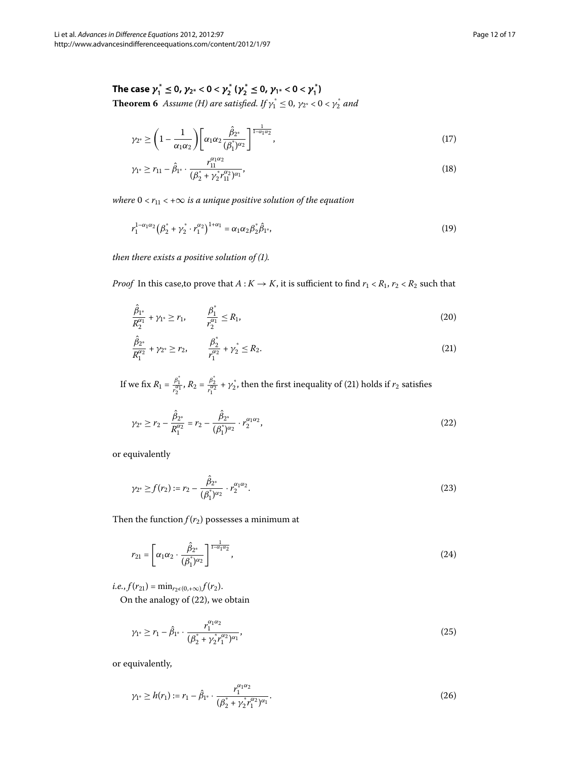### The case $\gamma_1^* \leq 0$, $\gamma_{2*} < 0 < \gamma_2^*$ ($\gamma_2^* \leq 0$, $\gamma_{1*} < 0 < \gamma_1^*$)

**Theorem 6** *Assume (H) are satisfied. If $\gamma_1^* \leq 0$, $\gamma_{2^*} < 0 < \gamma_2^*$ and*

$$\gamma_{2^*} \geq \left(1 - \frac{1}{\alpha_1\alpha_2}\right)\left[\alpha_1\alpha_2 \frac{\hat{\beta}_{2^*}}{(\beta_1^*)^{\alpha_2}}\right]^{\frac{1}{1-\alpha_1\alpha_2}}, \tag{17}$$

$$\gamma_{1^*} \geq r_{11} - \hat{\beta}_{1^*} \cdot \frac{r_{11}^{\alpha_1\alpha_2}}{(\beta_2^* + \gamma_2^* r_{11}^{\alpha_2})^{\alpha_1}}, \tag{18}$$

*where $0 < r_{11} < +\infty$ is a unique positive solution of the equation*

$$r_1^{1-\alpha_1\alpha_2}\left(\beta_2^* + \gamma_2^* \cdot r_1^{\alpha_2}\right)^{1+\alpha_1} = \alpha_1\alpha_2\beta_2^*\hat{\beta}_{1^*}, \tag{19}$$

*then there exists a positive solution of (1).*

*Proof* In this case,to prove that $A : K \to K$, it is sufficient to find $r_1 < R_1$, $r_2 < R_2$ such that

$$\frac{\hat{\beta}_{1^*}}{R_2^{\alpha_1}} + \gamma_{1^*} \geq r_1, \qquad \frac{\beta_1^*}{r_2^{\alpha_1}} \leq R_1, \tag{20}$$

$$\frac{\hat{\beta}_{2^*}}{R_1^{\alpha_2}} + \gamma_{2^*} \geq r_2, \qquad \frac{\beta_2^*}{r_1^{\alpha_2}} + \gamma_2^* \leq R_2. \tag{21}$$

If we fix $R_1 = \frac{\beta_1^*}{r_2^{\alpha_1}}$, $R_2 = \frac{\beta_2^*}{r_1^{\alpha_2}} + \gamma_2^*$, then the first inequality of (21) holds if $r_2$ satisfies

$$\gamma_{2^*} \geq r_2 - \frac{\hat{\beta}_{2^*}}{R_1^{\alpha_2}} = r_2 - \frac{\hat{\beta}_{2^*}}{(\beta_1^*)^{\alpha_2}} \cdot r_2^{\alpha_1\alpha_2}, \tag{22}$$

or equivalently

$$\gamma_{2^*} \geq f(r_2) := r_2 - \frac{\hat{\beta}_{2^*}}{(\beta_1^*)^{\alpha_2}} \cdot r_2^{\alpha_1\alpha_2}. \tag{23}$$

Then the function $f(r_2)$ possesses a minimum at

$$r_{21} = \left[\alpha_1\alpha_2 \cdot \frac{\hat{\beta}_{2^*}}{(\beta_1^*)^{\alpha_2}}\right]^{\frac{1}{1-\alpha_1\alpha_2}}, \tag{24}$$

*i.e.*, $f(r_{21}) = \min_{r_2 \in (0,+\infty)} f(r_2)$.

On the analogy of (22), we obtain

$$\gamma_{1^*} \geq r_1 - \hat{\beta}_{1^*} \cdot \frac{r_1^{\alpha_1\alpha_2}}{(\beta_2^* + \gamma_2^* r_1^{\alpha_2})^{\alpha_1}}, \tag{25}$$

or equivalently,

$$\gamma_{1^*} \geq h(r_1) := r_1 - \hat{\beta}_{1^*} \cdot \frac{r_1^{\alpha_1\alpha_2}}{(\beta_2^* + \gamma_2^* r_1^{\alpha_2})^{\alpha_1}}. \tag{26}$$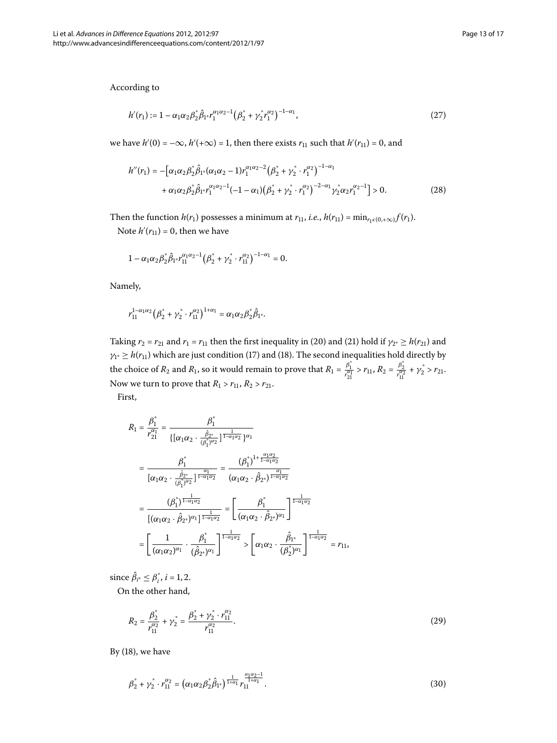According to

$$h'(r_1) := 1 - \alpha_1\alpha_2\beta_2^*\hat{\beta}_{1^*}r_1^{\alpha_1\alpha_2-1}\left(\beta_2^* + \gamma_2^* r_1^{\alpha_2}\right)^{-1-\alpha_1}, \tag{27}$$

we have $h'(0) = -\infty$, $h'(+\infty) = 1$, then there exists $r_{11}$ such that $h'(r_{11}) = 0$, and

$$\begin{aligned} h''(r_1) = -\Big[&\alpha_1\alpha_2\beta_2^*\hat{\beta}_{1^*}(\alpha_1\alpha_2 - 1)r_1^{\alpha_1\alpha_2-2}\left(\beta_2^* + \gamma_2^* \cdot r_1^{\alpha_2}\right)^{-1-\alpha_1} \\ &+ \alpha_1\alpha_2\beta_2^*\hat{\beta}_{1^*}r_1^{\alpha_1\alpha_2-1}(-1-\alpha_1)\left(\beta_2^* + \gamma_2^* \cdot r_1^{\alpha_2}\right)^{-2-\alpha_1}\gamma_2^*\alpha_2 r_1^{\alpha_2-1}\Big] > 0. \end{aligned} \tag{28}$$

Then the function $h(r_1)$ possesses a minimum at $r_{11}$, *i.e.*, $h(r_{11}) = \min_{r_1\in(0,+\infty)} f(r_1)$.

Note $h'(r_{11}) = 0$, then we have

$$1 - \alpha_1\alpha_2\beta_2^*\hat{\beta}_{1^*}r_{11}^{\alpha_1\alpha_2-1}\left(\beta_2^* + \gamma_2^* \cdot r_{11}^{\alpha_2}\right)^{-1-\alpha_1} = 0.$$

Namely,

$$r_{11}^{1-\alpha_1\alpha_2}\left(\beta_2^* + \gamma_2^* \cdot r_{11}^{\alpha_2}\right)^{1+\alpha_1} = \alpha_1\alpha_2\beta_2^*\hat{\beta}_{1^*}.$$

Taking $r_2 = r_{21}$ and $r_1 = r_{11}$ then the first inequality in (20) and (21) hold if $\gamma_{2^*} \geq h(r_{21})$ and $\gamma_{1^*} \geq h(r_{11})$ which are just condition (17) and (18). The second inequalities hold directly by the choice of $R_2$ and $R_1$, so it would remain to prove that $R_1 = \frac{\beta_1^*}{r_{21}^{\alpha_1}} > r_{11}$, $R_2 = \frac{\beta_2^*}{r_{11}^{\alpha_2}} + \gamma_2^* > r_{21}$. Now we turn to prove that $R_1 > r_{11}$, $R_2 > r_{21}$.

First,

$$\begin{aligned} R_1 = \frac{\beta_1^*}{r_{21}^{\alpha_1}} &= \frac{\beta_1^*}{\left\{\left[\alpha_1\alpha_2 \cdot \frac{\hat{\beta}_{2^*}}{(\beta_1^*)^{\alpha_2}}\right]^{\frac{1}{1-\alpha_1\alpha_2}}\right\}^{\alpha_1}} \\ &= \frac{\beta_1^*}{\left[\alpha_1\alpha_2 \cdot \frac{\hat{\beta}_{2^*}}{(\beta_1^*)^{\alpha_2}}\right]^{\frac{\alpha_1}{1-\alpha_1\alpha_2}}} = \frac{(\beta_1^*)^{1+\frac{\alpha_1\alpha_2}{1-\alpha_1\alpha_2}}}{(\alpha_1\alpha_2 \cdot \hat{\beta}_{2^*})^{\frac{\alpha_1}{1-\alpha_1\alpha_2}}} \\ &= \frac{(\beta_1^*)^{\frac{1}{1-\alpha_1\alpha_2}}}{\left[(\alpha_1\alpha_2 \cdot \hat{\beta}_{2^*})^{\alpha_1}\right]^{\frac{1}{1-\alpha_1\alpha_2}}} = \left[\frac{\beta_1^*}{(\alpha_1\alpha_2 \cdot \hat{\beta}_{2^*})^{\alpha_1}}\right]^{\frac{1}{1-\alpha_1\alpha_2}} \\ &= \left[\frac{1}{(\alpha_1\alpha_2)^{\alpha_1}} \cdot \frac{\beta_1^*}{(\hat{\beta}_{2^*})^{\alpha_1}}\right]^{\frac{1}{1-\alpha_1\alpha_2}} > \left[\alpha_1\alpha_2 \cdot \frac{\hat{\beta}_{1^*}}{(\beta_2^*)^{\alpha_1}}\right]^{\frac{1}{1-\alpha_1\alpha_2}} = r_{11}, \end{aligned}$$

since $\hat{\beta}_{i^*} \leq \beta_i^*$, $i = 1, 2$.

On the other hand,

$$R_2 = \frac{\beta_2^*}{r_{11}^{\alpha_2}} + \gamma_2^* = \frac{\beta_2^* + \gamma_2^* \cdot r_{11}^{\alpha_2}}{r_{11}^{\alpha_2}}. \tag{29}$$

By (18), we have

$$\beta_2^* + \gamma_2^* \cdot r_{11}^{\alpha_2} = \left(\alpha_1\alpha_2\beta_2^*\hat{\beta}_{1^*}\right)^{\frac{1}{1+\alpha_1}} r_{11}^{\frac{\alpha_1\alpha_2-1}{1+\alpha_1}}. \tag{30}$$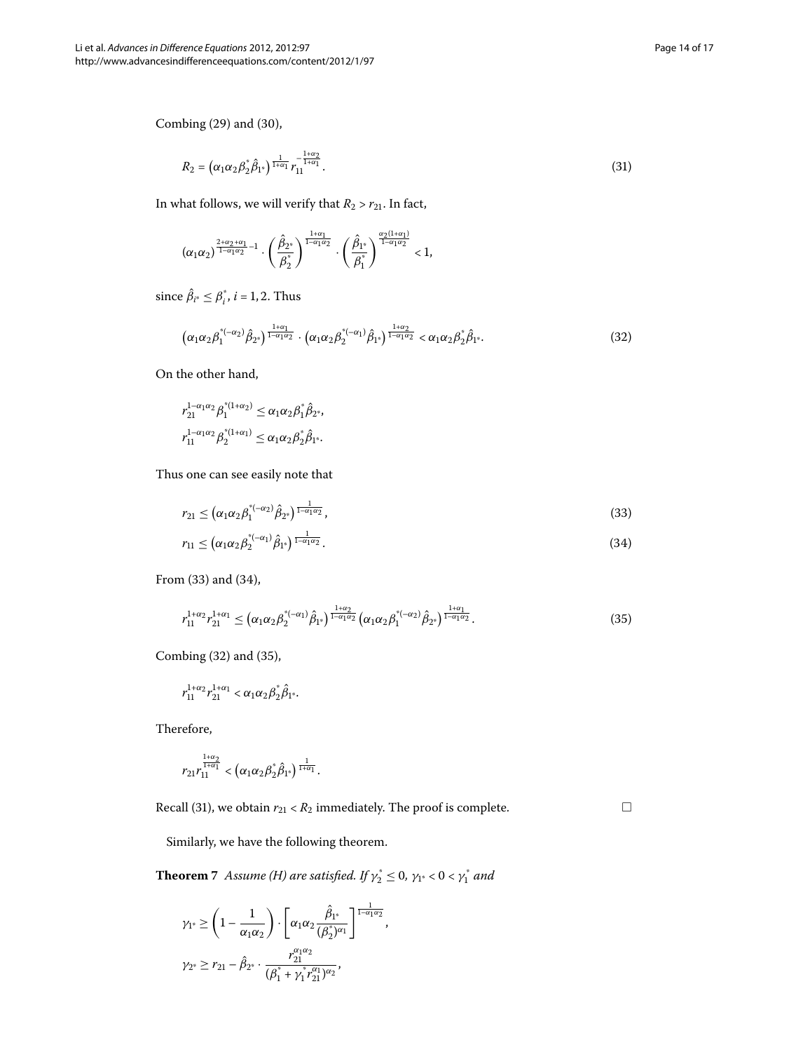Combing (29) and (30),

$$R_2 = \left(\alpha_1\alpha_2\beta_2^*\hat{\beta}_{1^*}\right)^{\frac{1}{1+\alpha_1}} r_{11}^{-\frac{1+\alpha_2}{1+\alpha_1}}. \tag{31}$$

In what follows, we will verify that $R_2 > r_{21}$. In fact,

$$(\alpha_1\alpha_2)^{\frac{2+\alpha_2+\alpha_1}{1-\alpha_1\alpha_2}-1} \cdot \left(\frac{\hat{\beta}_{2^*}}{\beta_2^*}\right)^{\frac{1+\alpha_1}{1-\alpha_1\alpha_2}} \cdot \left(\frac{\hat{\beta}_{1^*}}{\beta_1^*}\right)^{\frac{\alpha_2(1+\alpha_1)}{1-\alpha_1\alpha_2}} < 1,$$

since $\hat{\beta}_{i^*} \le \beta_i^*$, $i = 1, 2$. Thus

$$\left(\alpha_1\alpha_2\beta_1^{*(-\alpha_2)}\hat{\beta}_{2^*}\right)^{\frac{1+\alpha_1}{1-\alpha_1\alpha_2}} \cdot \left(\alpha_1\alpha_2\beta_2^{*(-\alpha_1)}\hat{\beta}_{1^*}\right)^{\frac{1+\alpha_2}{1-\alpha_1\alpha_2}} < \alpha_1\alpha_2\beta_2^*\hat{\beta}_{1^*}. \tag{32}$$

On the other hand,

$$r_{21}^{1-\alpha_1\alpha_2}\beta_1^{*(1+\alpha_2)} \le \alpha_1\alpha_2\beta_1^*\hat{\beta}_{2^*},$$
$$r_{11}^{1-\alpha_1\alpha_2}\beta_2^{*(1+\alpha_1)} \le \alpha_1\alpha_2\beta_2^*\hat{\beta}_{1^*}.$$

Thus one can see easily note that

$$r_{21} \le \left(\alpha_1\alpha_2\beta_1^{*(-\alpha_2)}\hat{\beta}_{2^*}\right)^{\frac{1}{1-\alpha_1\alpha_2}}, \tag{33}$$

$$r_{11} \le \left(\alpha_1\alpha_2\beta_2^{*(-\alpha_1)}\hat{\beta}_{1^*}\right)^{\frac{1}{1-\alpha_1\alpha_2}}. \tag{34}$$

From (33) and (34),

$$r_{11}^{1+\alpha_2}r_{21}^{1+\alpha_1} \le \left(\alpha_1\alpha_2\beta_2^{*(-\alpha_1)}\hat{\beta}_{1^*}\right)^{\frac{1+\alpha_2}{1-\alpha_1\alpha_2}}\left(\alpha_1\alpha_2\beta_1^{*(-\alpha_2)}\hat{\beta}_{2^*}\right)^{\frac{1+\alpha_1}{1-\alpha_1\alpha_2}}. \tag{35}$$

Combing (32) and (35),

$$r_{11}^{1+\alpha_2}r_{21}^{1+\alpha_1} < \alpha_1\alpha_2\beta_2^*\hat{\beta}_{1^*}.$$

Therefore,

$$r_{21}r_{11}^{\frac{1+\alpha_2}{1+\alpha_1}} < \left(\alpha_1\alpha_2\beta_2^*\hat{\beta}_{1^*}\right)^{\frac{1}{1+\alpha_1}}.$$

Recall (31), we obtain $r_{21} < R_2$ immediately. The proof is complete. □

Similarly, we have the following theorem.

**Theorem 7** *Assume (H) are satisfied. If $\gamma_2^* \le 0$, $\gamma_{1^*} < 0 < \gamma_1^*$ and*

$$\gamma_{1^*} \ge \left(1 - \frac{1}{\alpha_1\alpha_2}\right) \cdot \left[\alpha_1\alpha_2\frac{\hat{\beta}_{1^*}}{(\beta_2^*)^{\alpha_1}}\right]^{\frac{1}{1-\alpha_1\alpha_2}},$$

$$\gamma_{2^*} \ge r_{21} - \hat{\beta}_{2^*} \cdot \frac{r_{21}^{\alpha_1\alpha_2}}{(\beta_1^* + \gamma_1^* r_{21}^{\alpha_1})^{\alpha_2}},$$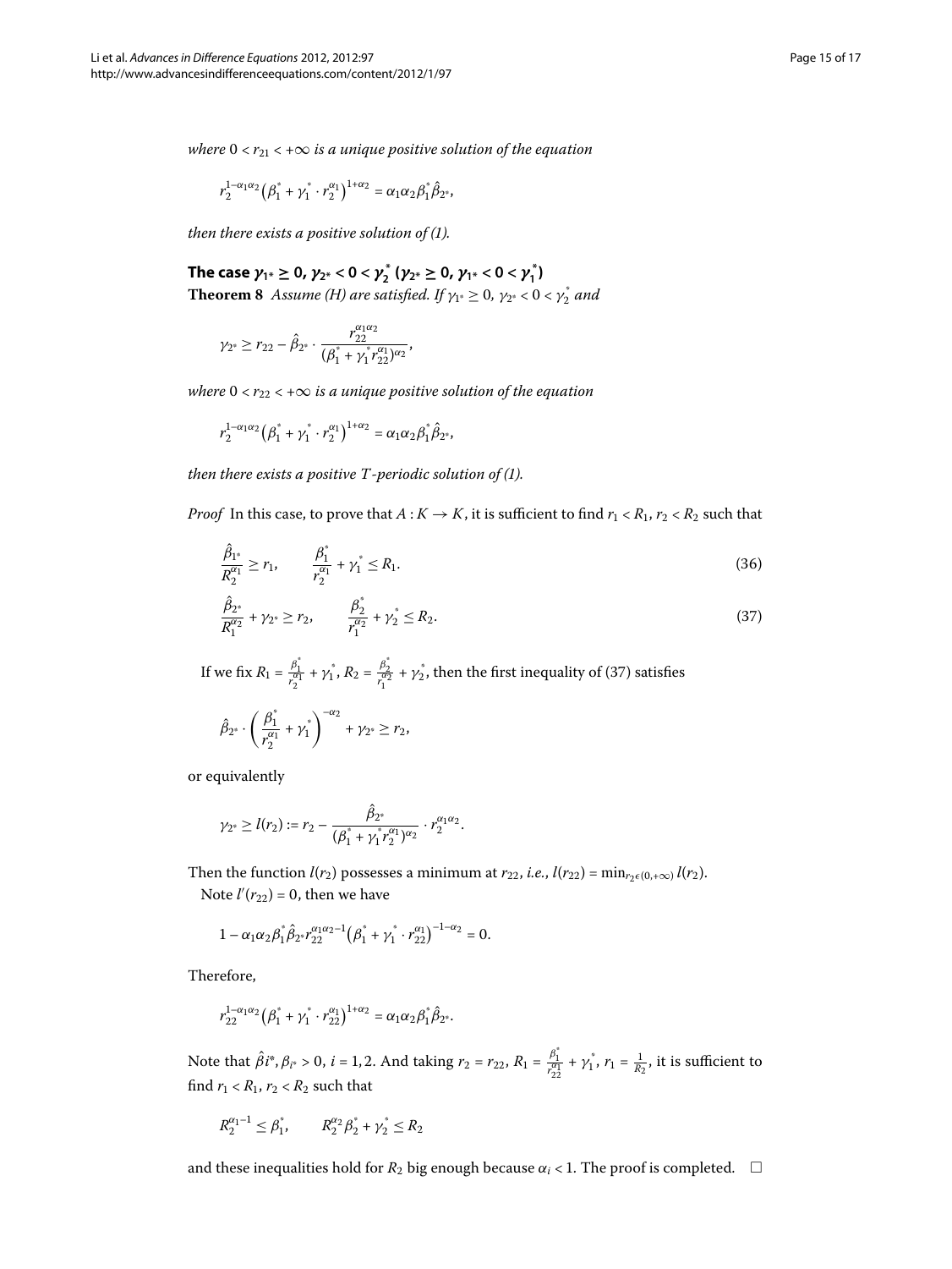*where* $0 < r_{21} < +\infty$ *is a unique positive solution of the equation*

$$r_2^{1-\alpha_1\alpha_2}\left(\beta_1^* + \gamma_1^* \cdot r_2^{\alpha_1}\right)^{1+\alpha_2} = \alpha_1\alpha_2\beta_1^*\hat{\beta}_{2^*},$$

*then there exists a positive solution of (1).*

### The case $\gamma_{1^*} \geq 0$, $\gamma_{2^*} < 0 < \gamma_2^*$ ($\gamma_{2^*} \geq 0$, $\gamma_{1^*} < 0 < \gamma_1^*$)

**Theorem 8** *Assume (H) are satisfied. If* $\gamma_{1^*} \geq 0$, $\gamma_{2^*} < 0 < \gamma_2^*$ *and*

$$\gamma_{2^*} \geq r_{22} - \hat{\beta}_{2^*} \cdot \frac{r_{22}^{\alpha_1\alpha_2}}{(\beta_1^* + \gamma_1^* r_{22}^{\alpha_1})^{\alpha_2}},$$

*where* $0 < r_{22} < +\infty$ *is a unique positive solution of the equation*

$$r_2^{1-\alpha_1\alpha_2}\left(\beta_1^* + \gamma_1^* \cdot r_2^{\alpha_1}\right)^{1+\alpha_2} = \alpha_1\alpha_2\beta_1^*\hat{\beta}_{2^*},$$

*then there exists a positive $T$-periodic solution of (1).*

*Proof* In this case, to prove that $A : K \to K$, it is sufficient to find $r_1 < R_1$, $r_2 < R_2$ such that

$$\frac{\hat{\beta}_{1^*}}{R_2^{\alpha_1}} \geq r_1, \qquad \frac{\beta_1^*}{r_2^{\alpha_1}} + \gamma_1^* \leq R_1. \tag{36}$$

$$\frac{\hat{\beta}_{2^*}}{R_1^{\alpha_2}} + \gamma_{2^*} \geq r_2, \qquad \frac{\beta_2^*}{r_1^{\alpha_2}} + \gamma_2^* \leq R_2. \tag{37}$$

If we fix $R_1 = \frac{\beta_1^*}{r_2^{\alpha_1}} + \gamma_1^*$, $R_2 = \frac{\beta_2^*}{r_1^{\alpha_2}} + \gamma_2^*$, then the first inequality of (37) satisfies

$$\hat{\beta}_{2^*} \cdot \left(\frac{\beta_1^*}{r_2^{\alpha_1}} + \gamma_1^*\right)^{-\alpha_2} + \gamma_{2^*} \geq r_2,$$

or equivalently

$$\gamma_{2^*} \geq l(r_2) := r_2 - \frac{\hat{\beta}_{2^*}}{(\beta_1^* + \gamma_1^* r_2^{\alpha_1})^{\alpha_2}} \cdot r_2^{\alpha_1\alpha_2}.$$

Then the function $l(r_2)$ possesses a minimum at $r_{22}$, *i.e.*, $l(r_{22}) = \min_{r_2 \in (0,+\infty)} l(r_2)$.

Note $l'(r_{22}) = 0$, then we have

$$1 - \alpha_1\alpha_2\beta_1^*\hat{\beta}_{2^*}r_{22}^{\alpha_1\alpha_2-1}\left(\beta_1^* + \gamma_1^* \cdot r_{22}^{\alpha_1}\right)^{-1-\alpha_2} = 0.$$

Therefore,

$$r_{22}^{1-\alpha_1\alpha_2}\left(\beta_1^* + \gamma_1^* \cdot r_{22}^{\alpha_1}\right)^{1+\alpha_2} = \alpha_1\alpha_2\beta_1^*\hat{\beta}_{2^*}.$$

Note that $\hat{\beta}i^*, \beta_{i^*} > 0$, $i = 1, 2$. And taking $r_2 = r_{22}$, $R_1 = \frac{\beta_1^*}{r_{22}^{\alpha_1}} + \gamma_1^*$, $r_1 = \frac{1}{R_2}$, it is sufficient to find $r_1 < R_1$, $r_2 < R_2$ such that

$$R_2^{\alpha_1 - 1} \leq \beta_1^*, \qquad R_2^{\alpha_2}\beta_2^* + \gamma_2^* \leq R_2$$

and these inequalities hold for $R_2$ big enough because $\alpha_i < 1$. The proof is completed. $\square$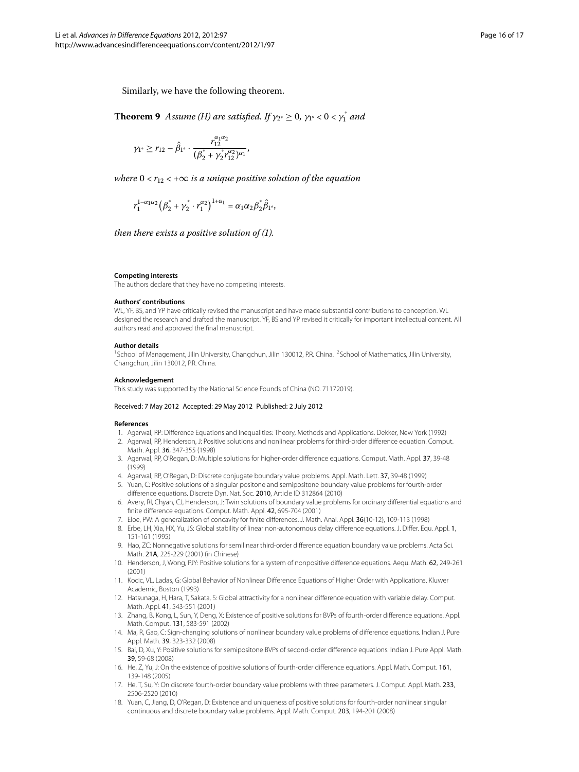Similarly, we have the following theorem.

**Theorem 9** *Assume (H) are satisfied. If* $\gamma_{2^*} \geq 0$, $\gamma_{1^*} < 0 < \gamma_1^*$ *and*

$$\gamma_{1^*} \geq r_{12} - \hat{\beta}_{1^*} \cdot \frac{r_{12}^{\alpha_1\alpha_2}}{(\beta_2^* + \gamma_2^* r_{12}^{\alpha_2})^{\alpha_1}},$$

*where* $0 < r_{12} < +\infty$ *is a unique positive solution of the equation*

$$r_1^{1-\alpha_1\alpha_2}\left(\beta_2^* + \gamma_2^* \cdot r_1^{\alpha_2}\right)^{1+\alpha_1} = \alpha_1\alpha_2\beta_2^*\hat{\beta}_{1^*},$$

*then there exists a positive solution of (1).*

#### Competing interests

The authors declare that they have no competing interests.

#### Authors' contributions

WL, YF, BS, and YP have critically revised the manuscript and have made substantial contributions to conception. WL designed the research and drafted the manuscript. YF, BS and YP revised it critically for important intellectual content. All authors read and approved the final manuscript.

#### Author details

[1]School of Management, Jilin University, Changchun, Jilin 130012, P.R. China. [2]School of Mathematics, Jilin University, Changchun, Jilin 130012, P.R. China.

#### Acknowledgement

This study was supported by the National Science Founds of China (NO. 71172019).

Received: 7 May 2012 Accepted: 29 May 2012 Published: 2 July 2012

#### References

1. Agarwal, RP: Difference Equations and Inequalities: Theory, Methods and Applications. Dekker, New York (1992)
2. Agarwal, RP, Henderson, J: Positive solutions and nonlinear problems for third-order difference equation. Comput. Math. Appl. **36**, 347-355 (1998)
3. Agarwal, RP, O'Regan, D: Multiple solutions for higher-order difference equations. Comput. Math. Appl. **37**, 39-48 (1999)
4. Agarwal, RP, O'Regan, D: Discrete conjugate boundary value problems. Appl. Math. Lett. **37**, 39-48 (1999)
5. Yuan, C: Positive solutions of a singular positone and semipositone boundary value problems for fourth-order difference equations. Discrete Dyn. Nat. Soc. **2010**, Article ID 312864 (2010)
6. Avery, RI, Chyan, CJ, Henderson, J: Twin solutions of boundary value problems for ordinary differential equations and finite difference equations. Comput. Math. Appl. **42**, 695-704 (2001)
7. Eloe, PW: A generalization of concavity for finite differences. J. Math. Anal. Appl. **36**(10-12), 109-113 (1998)
8. Erbe, LH, Xia, HX, Yu, JS: Global stability of linear non-autonomous delay difference equations. J. Differ. Equ. Appl. **1**, 151-161 (1995)
9. Hao, ZC: Nonnegative solutions for semilinear third-order difference equation boundary value problems. Acta Sci. Math. **21A**, 225-229 (2001) (in Chinese)
10. Henderson, J, Wong, PJY: Positive solutions for a system of nonpositive difference equations. Aequ. Math. **62**, 249-261 (2001)
11. Kocic, VL, Ladas, G: Global Behavior of Nonlinear Difference Equations of Higher Order with Applications. Kluwer Academic, Boston (1993)
12. Hatsunaga, H, Hara, T, Sakata, S: Global attractivity for a nonlinear difference equation with variable delay. Comput. Math. Appl. **41**, 543-551 (2001)
13. Zhang, B, Kong, L, Sun, Y, Deng, X: Existence of positive solutions for BVPs of fourth-order difference equations. Appl. Math. Comput. **131**, 583-591 (2002)
14. Ma, R, Gao, C: Sign-changing solutions of nonlinear boundary value problems of difference equations. Indian J. Pure Appl. Math. **39**, 323-332 (2008)
15. Bai, D, Xu, Y: Positive solutions for semipositone BVPs of second-order difference equations. Indian J. Pure Appl. Math. **39**, 59-68 (2008)
16. He, Z, Yu, J: On the existence of positive solutions of fourth-order difference equations. Appl. Math. Comput. **161**, 139-148 (2005)
17. He, T, Su, Y: On discrete fourth-order boundary value problems with three parameters. J. Comput. Appl. Math. **233**, 2506-2520 (2010)
18. Yuan, C, Jiang, D, O'Regan, D: Existence and uniqueness of positive solutions for fourth-order nonlinear singular continuous and discrete boundary value problems. Appl. Math. Comput. **203**, 194-201 (2008)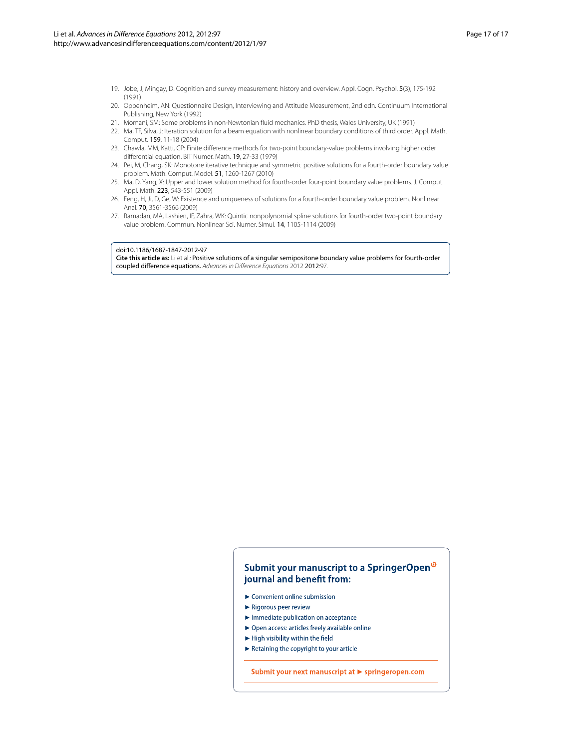19. Jobe, J, Mingay, D: Cognition and survey measurement: history and overview. Appl. Cogn. Psychol. **5**(3), 175-192 (1991)
20. Oppenheim, AN: Questionnaire Design, Interviewing and Attitude Measurement, 2nd edn. Continuum International Publishing, New York (1992)
21. Momani, SM: Some problems in non-Newtonian fluid mechanics. PhD thesis, Wales University, UK (1991)
22. Ma, TF, Silva, J: Iteration solution for a beam equation with nonlinear boundary conditions of third order. Appl. Math. Comput. **159**, 11-18 (2004)
23. Chawla, MM, Katti, CP: Finite difference methods for two-point boundary-value problems involving higher order differential equation. BIT Numer. Math. **19**, 27-33 (1979)
24. Pei, M, Chang, SK: Monotone iterative technique and symmetric positive solutions for a fourth-order boundary value problem. Math. Comput. Model. **51**, 1260-1267 (2010)
25. Ma, D, Yang, X: Upper and lower solution method for fourth-order four-point boundary value problems. J. Comput. Appl. Math. **223**, 543-551 (2009)
26. Feng, H, Ji, D, Ge, W: Existence and uniqueness of solutions for a fourth-order boundary value problem. Nonlinear Anal. **70**, 3561-3566 (2009)
27. Ramadan, MA, Lashien, IF, Zahra, WK: Quintic nonpolynomial spline solutions for fourth-order two-point boundary value problem. Commun. Nonlinear Sci. Numer. Simul. **14**, 1105-1114 (2009)

doi:10.1186/1687-1847-2012-97
**Cite this article as:** Li et al.: Positive solutions of a singular semipositone boundary value problems for fourth-order coupled difference equations. *Advances in Difference Equations* 2012 **2012**:97.

**Submit your manuscript to a SpringerOpen journal and benefit from:**

- ► Convenient online submission
- ► Rigorous peer review
- ► Immediate publication on acceptance
- ► Open access: articles freely available online
- ► High visibility within the field
- ► Retaining the copyright to your article

**Submit your next manuscript at ► springeropen.com**